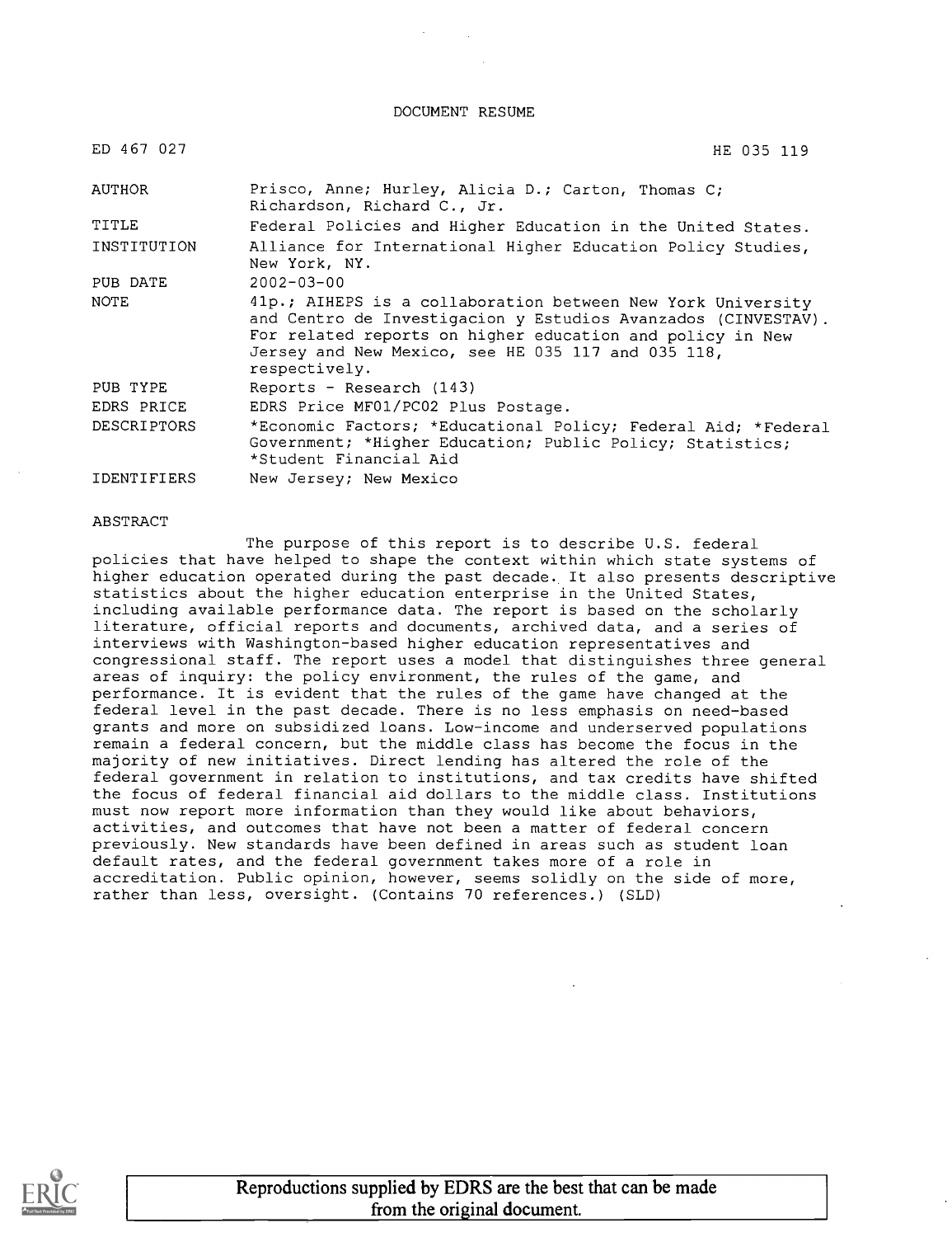DOCUMENT RESUME

| | |
|---|---|
| ED 467 027 | HE 035 119 |
| AUTHOR | Prisco, Anne; Hurley, Alicia D.; Carton, Thomas C; Richardson, Richard C., Jr. |
| TITLE | Federal Policies and Higher Education in the United States. |
| INSTITUTION | Alliance for International Higher Education Policy Studies, New York, NY. |
| PUB DATE | 2002-03-00 |
| NOTE | 41p.; AIHEPS is a collaboration between New York University and Centro de Investigacion y Estudios Avanzados (CINVESTAV). For related reports on higher education and policy in New Jersey and New Mexico, see HE 035 117 and 035 118, respectively. |
| PUB TYPE | Reports - Research (143) |
| EDRS PRICE | EDRS Price MF01/PC02 Plus Postage. |
| DESCRIPTORS | *Economic Factors; *Educational Policy; Federal Aid; *Federal Government; *Higher Education; Public Policy; Statistics; *Student Financial Aid |
| IDENTIFIERS | New Jersey; New Mexico |

ABSTRACT

The purpose of this report is to describe U.S. federal policies that have helped to shape the context within which state systems of higher education operated during the past decade. It also presents descriptive statistics about the higher education enterprise in the United States, including available performance data. The report is based on the scholarly literature, official reports and documents, archived data, and a series of interviews with Washington-based higher education representatives and congressional staff. The report uses a model that distinguishes three general areas of inquiry: the policy environment, the rules of the game, and performance. It is evident that the rules of the game have changed at the federal level in the past decade. There is no less emphasis on need-based grants and more on subsidized loans. Low-income and underserved populations remain a federal concern, but the middle class has become the focus in the majority of new initiatives. Direct lending has altered the role of the federal government in relation to institutions, and tax credits have shifted the focus of federal financial aid dollars to the middle class. Institutions must now report more information than they would like about behaviors, activities, and outcomes that have not been a matter of federal concern previously. New standards have been defined in areas such as student loan default rates, and the federal government takes more of a role in accreditation. Public opinion, however, seems solidly on the side of more, rather than less, oversight. (Contains 70 references.) (SLD)

Reproductions supplied by EDRS are the best that can be made from the original document.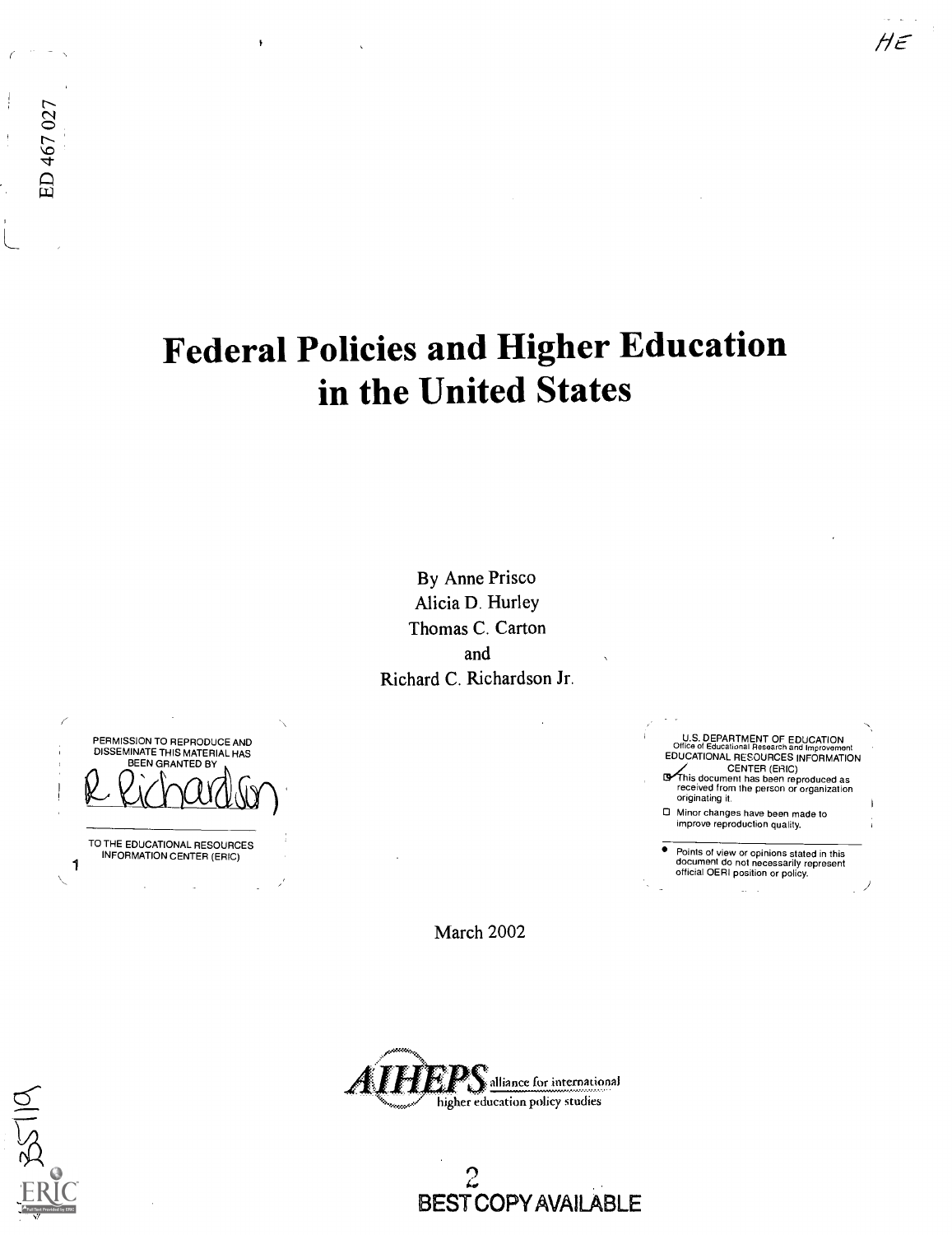ED 467 027

HE

# Federal Policies and Higher Education in the United States

By Anne Prisco
Alicia D. Hurley
Thomas C. Carton
and
Richard C. Richardson Jr.

PERMISSION TO REPRODUCE AND DISSEMINATE THIS MATERIAL HAS BEEN GRANTED BY

R. Richardson

TO THE EDUCATIONAL RESOURCES INFORMATION CENTER (ERIC)

U.S. DEPARTMENT OF EDUCATION
Office of Educational Research and Improvement
EDUCATIONAL RESOURCES INFORMATION CENTER (ERIC)

- ☑ This document has been reproduced as received from the person or organization originating it.
- ☐ Minor changes have been made to improve reproduction quality.

- Points of view or opinions stated in this document do not necessarily represent official OERI position or policy.

March 2002

AIHEPS alliance for international higher education policy studies

BEST COPY AVAILABLE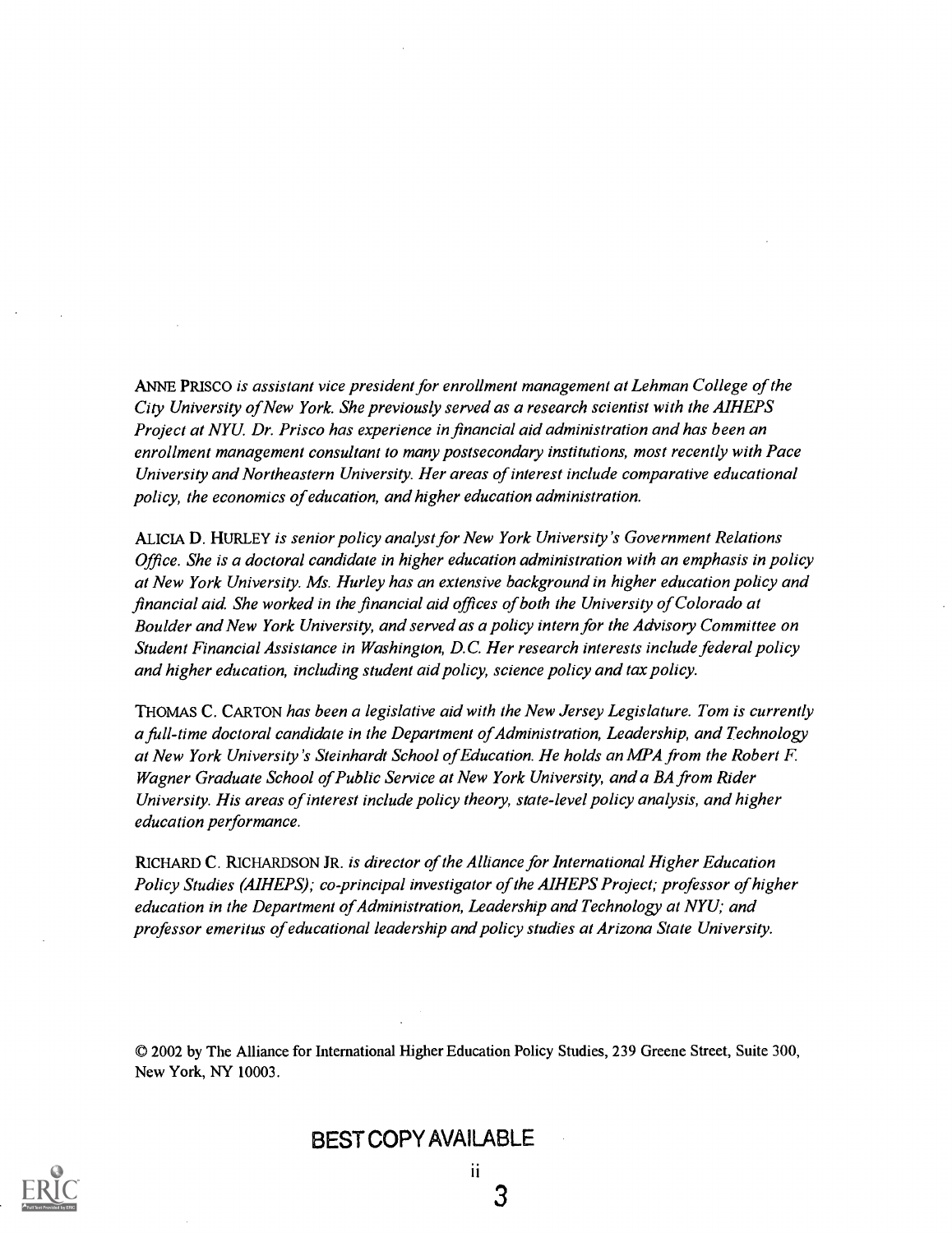ANNE PRISCO *is assistant vice president for enrollment management at Lehman College of the City University of New York. She previously served as a research scientist with the AIHEPS Project at NYU. Dr. Prisco has experience in financial aid administration and has been an enrollment management consultant to many postsecondary institutions, most recently with Pace University and Northeastern University. Her areas of interest include comparative educational policy, the economics of education, and higher education administration.*

ALICIA D. HURLEY *is senior policy analyst for New York University's Government Relations Office. She is a doctoral candidate in higher education administration with an emphasis in policy at New York University. Ms. Hurley has an extensive background in higher education policy and financial aid. She worked in the financial aid offices of both the University of Colorado at Boulder and New York University, and served as a policy intern for the Advisory Committee on Student Financial Assistance in Washington, D.C. Her research interests include federal policy and higher education, including student aid policy, science policy and tax policy.*

THOMAS C. CARTON *has been a legislative aid with the New Jersey Legislature. Tom is currently a full-time doctoral candidate in the Department of Administration, Leadership, and Technology at New York University's Steinhardt School of Education. He holds an MPA from the Robert F. Wagner Graduate School of Public Service at New York University, and a BA from Rider University. His areas of interest include policy theory, state-level policy analysis, and higher education performance.*

RICHARD C. RICHARDSON JR. *is director of the Alliance for International Higher Education Policy Studies (AIHEPS); co-principal investigator of the AIHEPS Project; professor of higher education in the Department of Administration, Leadership and Technology at NYU; and professor emeritus of educational leadership and policy studies at Arizona State University.*

© 2002 by The Alliance for International Higher Education Policy Studies, 239 Greene Street, Suite 300, New York, NY 10003.

BEST COPY AVAILABLE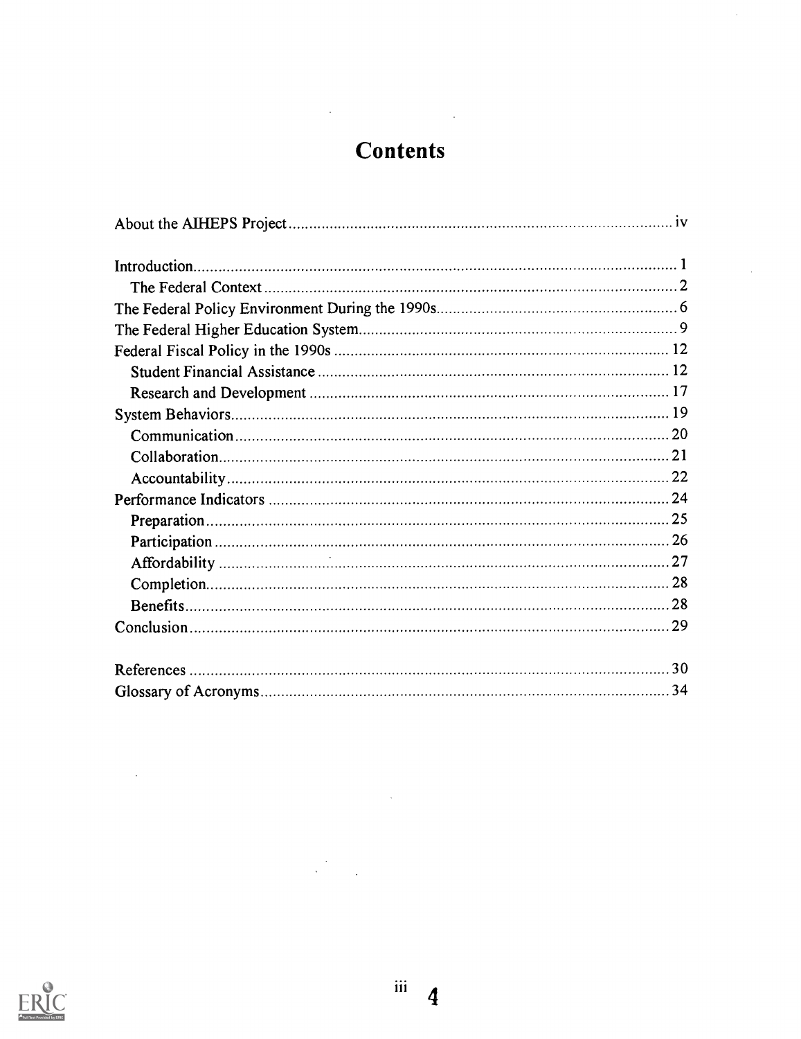# Contents

About the AIHEPS Project ..... iv

Introduction ..... 1
  The Federal Context ..... 2
The Federal Policy Environment During the 1990s ..... 6
The Federal Higher Education System ..... 9
Federal Fiscal Policy in the 1990s ..... 12
  Student Financial Assistance ..... 12
  Research and Development ..... 17
System Behaviors ..... 19
  Communication ..... 20
  Collaboration ..... 21
  Accountability ..... 22
Performance Indicators ..... 24
  Preparation ..... 25
  Participation ..... 26
  Affordability ..... 27
  Completion ..... 28
  Benefits ..... 28
Conclusion ..... 29

References ..... 30
Glossary of Acronyms ..... 34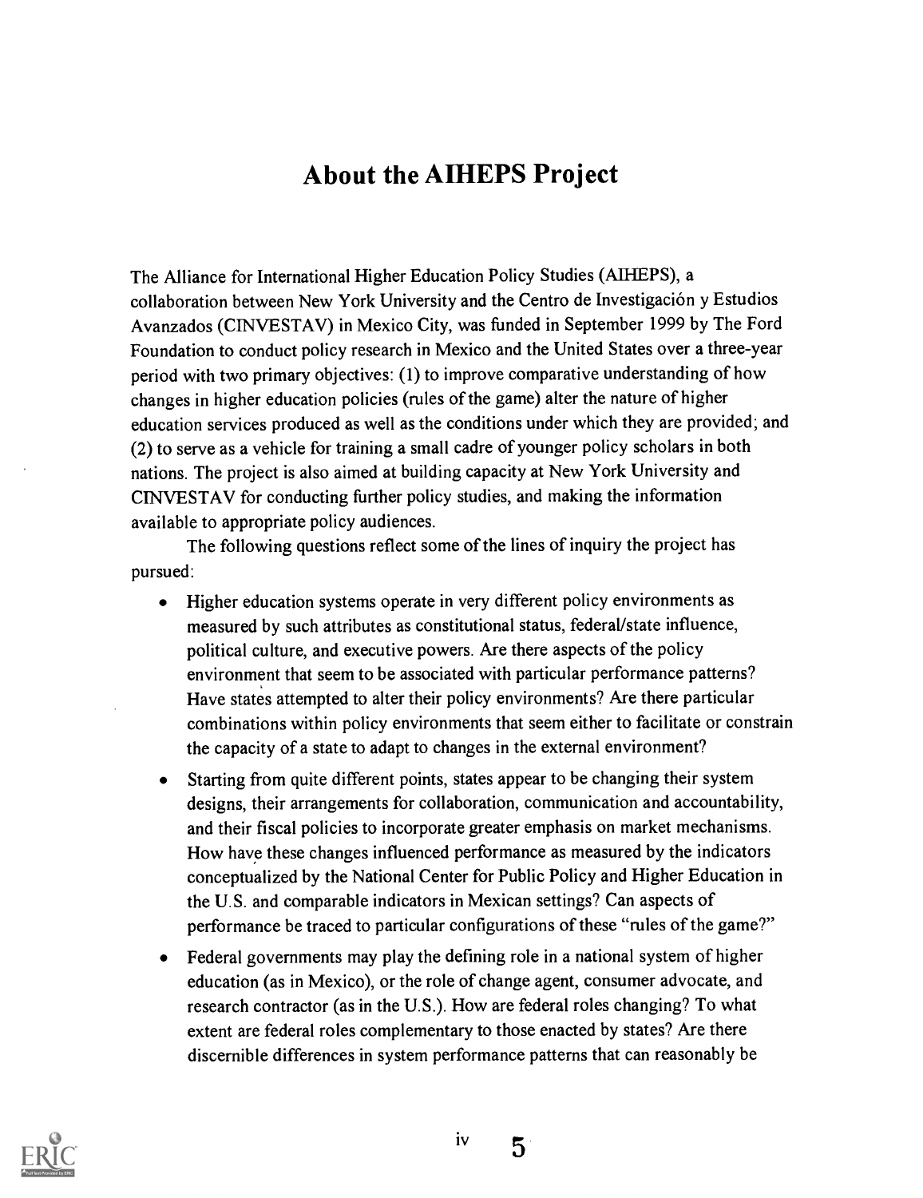# About the AIHEPS Project

The Alliance for International Higher Education Policy Studies (AIHEPS), a collaboration between New York University and the Centro de Investigación y Estudios Avanzados (CINVESTAV) in Mexico City, was funded in September 1999 by The Ford Foundation to conduct policy research in Mexico and the United States over a three-year period with two primary objectives: (1) to improve comparative understanding of how changes in higher education policies (rules of the game) alter the nature of higher education services produced as well as the conditions under which they are provided; and (2) to serve as a vehicle for training a small cadre of younger policy scholars in both nations. The project is also aimed at building capacity at New York University and CINVESTAV for conducting further policy studies, and making the information available to appropriate policy audiences.

The following questions reflect some of the lines of inquiry the project has pursued:

- Higher education systems operate in very different policy environments as measured by such attributes as constitutional status, federal/state influence, political culture, and executive powers. Are there aspects of the policy environment that seem to be associated with particular performance patterns? Have states attempted to alter their policy environments? Are there particular combinations within policy environments that seem either to facilitate or constrain the capacity of a state to adapt to changes in the external environment?
- Starting from quite different points, states appear to be changing their system designs, their arrangements for collaboration, communication and accountability, and their fiscal policies to incorporate greater emphasis on market mechanisms. How have these changes influenced performance as measured by the indicators conceptualized by the National Center for Public Policy and Higher Education in the U.S. and comparable indicators in Mexican settings? Can aspects of performance be traced to particular configurations of these "rules of the game?"
- Federal governments may play the defining role in a national system of higher education (as in Mexico), or the role of change agent, consumer advocate, and research contractor (as in the U.S.). How are federal roles changing? To what extent are federal roles complementary to those enacted by states? Are there discernible differences in system performance patterns that can reasonably be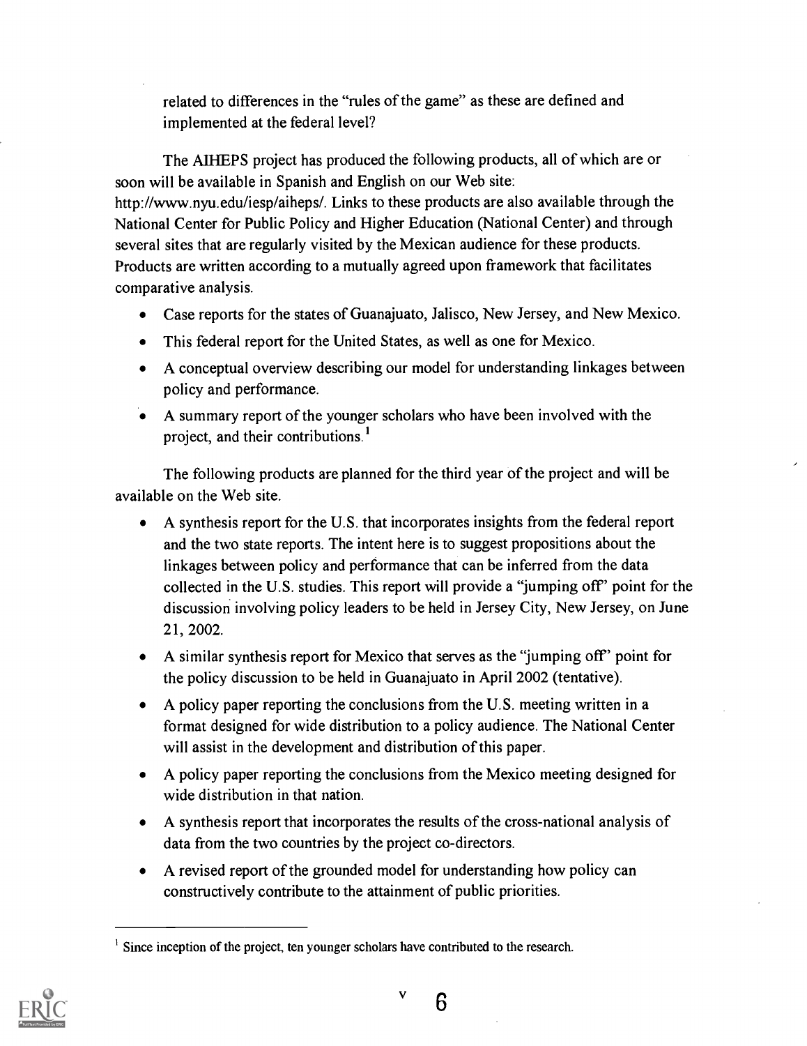related to differences in the "rules of the game" as these are defined and implemented at the federal level?

The AIHEPS project has produced the following products, all of which are or soon will be available in Spanish and English on our Web site: http://www.nyu.edu/iesp/aiheps/. Links to these products are also available through the National Center for Public Policy and Higher Education (National Center) and through several sites that are regularly visited by the Mexican audience for these products. Products are written according to a mutually agreed upon framework that facilitates comparative analysis.

- Case reports for the states of Guanajuato, Jalisco, New Jersey, and New Mexico.
- This federal report for the United States, as well as one for Mexico.
- A conceptual overview describing our model for understanding linkages between policy and performance.
- A summary report of the younger scholars who have been involved with the project, and their contributions.[1]

The following products are planned for the third year of the project and will be available on the Web site.

- A synthesis report for the U.S. that incorporates insights from the federal report and the two state reports. The intent here is to suggest propositions about the linkages between policy and performance that can be inferred from the data collected in the U.S. studies. This report will provide a "jumping off" point for the discussion involving policy leaders to be held in Jersey City, New Jersey, on June 21, 2002.
- A similar synthesis report for Mexico that serves as the "jumping off" point for the policy discussion to be held in Guanajuato in April 2002 (tentative).
- A policy paper reporting the conclusions from the U.S. meeting written in a format designed for wide distribution to a policy audience. The National Center will assist in the development and distribution of this paper.
- A policy paper reporting the conclusions from the Mexico meeting designed for wide distribution in that nation.
- A synthesis report that incorporates the results of the cross-national analysis of data from the two countries by the project co-directors.
- A revised report of the grounded model for understanding how policy can constructively contribute to the attainment of public priorities.

[1] Since inception of the project, ten younger scholars have contributed to the research.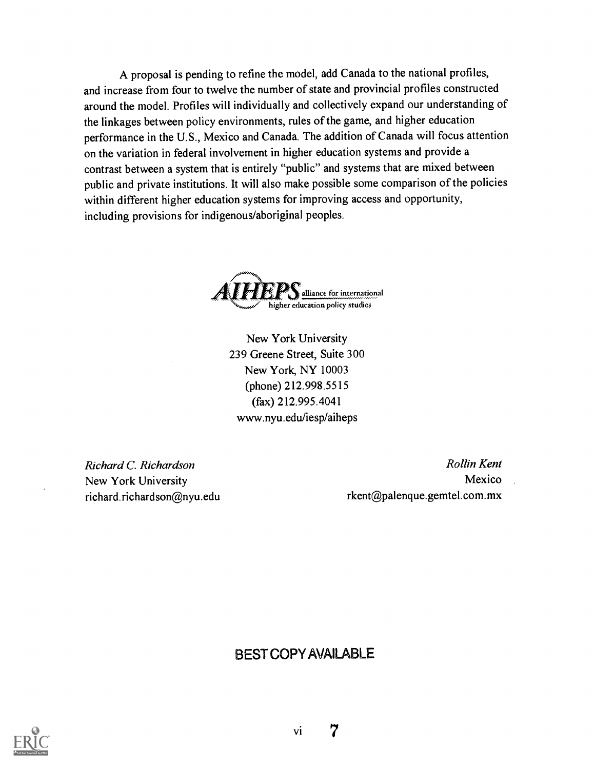A proposal is pending to refine the model, add Canada to the national profiles, and increase from four to twelve the number of state and provincial profiles constructed around the model. Profiles will individually and collectively expand our understanding of the linkages between policy environments, rules of the game, and higher education performance in the U.S., Mexico and Canada. The addition of Canada will focus attention on the variation in federal involvement in higher education systems and provide a contrast between a system that is entirely "public" and systems that are mixed between public and private institutions. It will also make possible some comparison of the policies within different higher education systems for improving access and opportunity, including provisions for indigenous/aboriginal peoples.

**AIHEPS** alliance for international higher education policy studies

New York University
239 Greene Street, Suite 300
New York, NY 10003
(phone) 212.998.5515
(fax) 212.995.4041
www.nyu.edu/iesp/aiheps

*Richard C. Richardson*
New York University
richard.richardson@nyu.edu

*Rollin Kent*
Mexico
rkent@palenque.gemtel.com.mx

BEST COPY AVAILABLE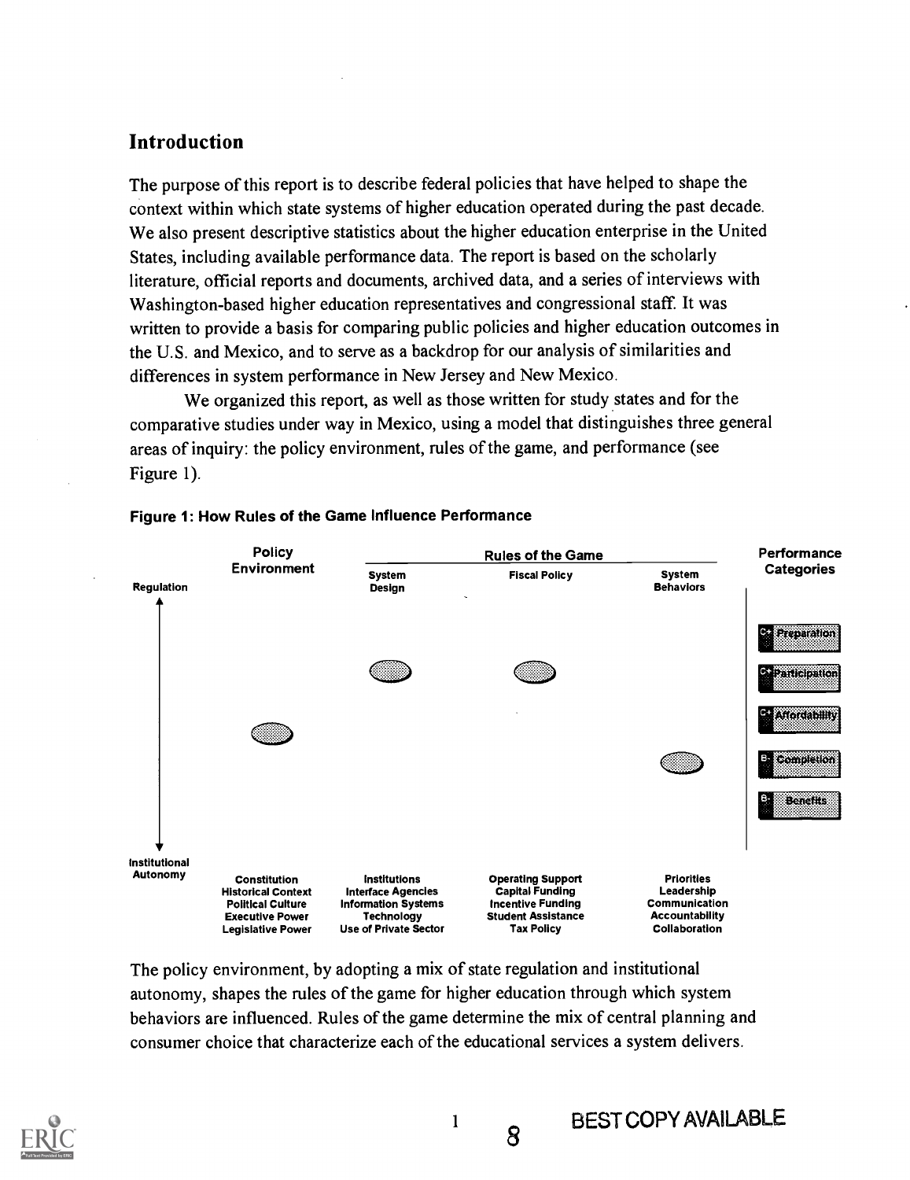## Introduction

The purpose of this report is to describe federal policies that have helped to shape the context within which state systems of higher education operated during the past decade. We also present descriptive statistics about the higher education enterprise in the United States, including available performance data. The report is based on the scholarly literature, official reports and documents, archived data, and a series of interviews with Washington-based higher education representatives and congressional staff. It was written to provide a basis for comparing public policies and higher education outcomes in the U.S. and Mexico, and to serve as a backdrop for our analysis of similarities and differences in system performance in New Jersey and New Mexico.

We organized this report, as well as those written for study states and for the comparative studies under way in Mexico, using a model that distinguishes three general areas of inquiry: the policy environment, rules of the game, and performance (see Figure 1).

**Figure 1: How Rules of the Game Influence Performance**

| Policy Environment | Rules of the Game: System Design | Rules of the Game: Fiscal Policy | Rules of the Game: System Behaviors | Performance Categories |
|---|---|---|---|---|
| Constitution | Institutions | Operating Support | Priorities | C+ Preparation |
| Historical Context | Interface Agencies | Capital Funding | Leadership | C+ Participation |
| Political Culture | Information Systems | Incentive Funding | Communication | C+ Affordability |
| Executive Power | Technology | Student Assistance | Accountability | B- Completion |
| Legislative Power | Use of Private Sector | Tax Policy | Collaboration | B- Benefits |

Vertical axis: Regulation (top) — Institutional Autonomy (bottom)

The policy environment, by adopting a mix of state regulation and institutional autonomy, shapes the rules of the game for higher education through which system behaviors are influenced. Rules of the game determine the mix of central planning and consumer choice that characterize each of the educational services a system delivers.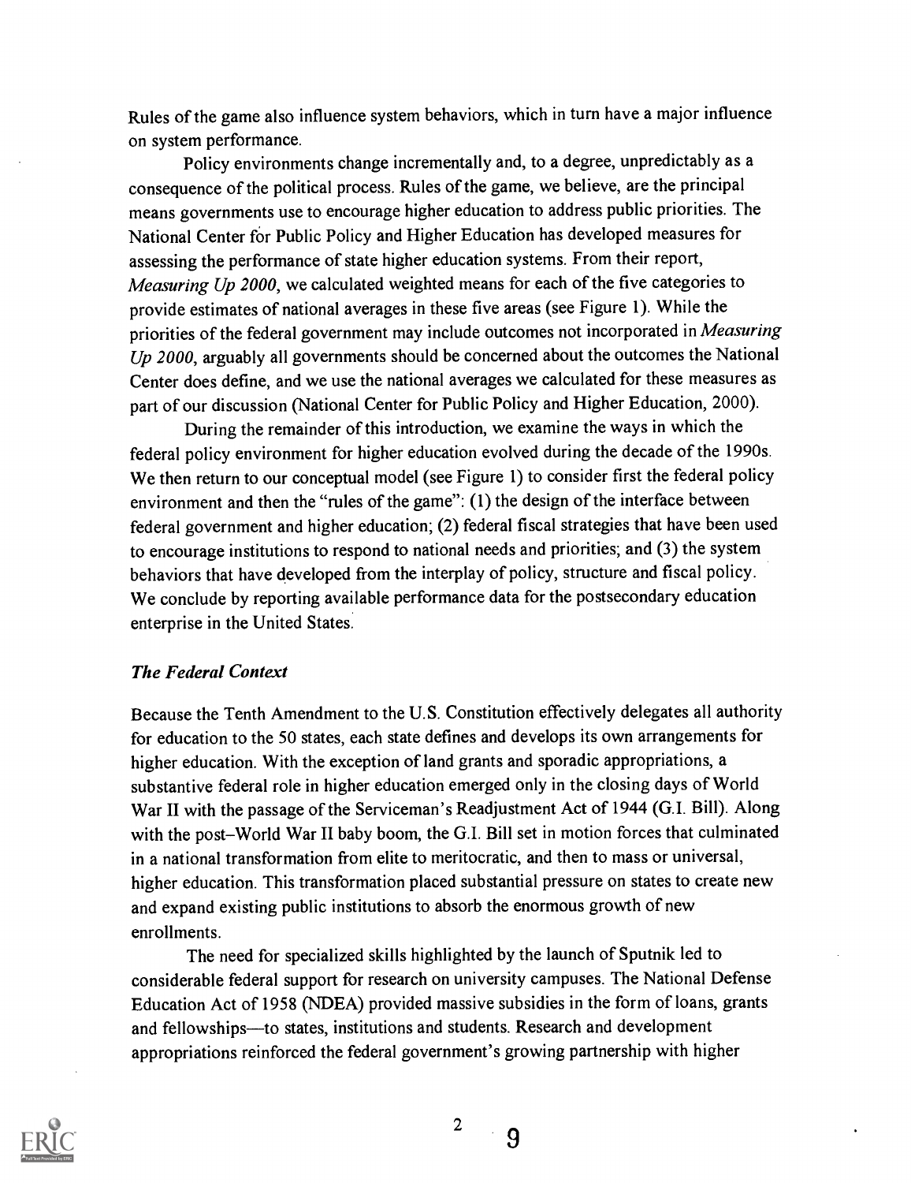Rules of the game also influence system behaviors, which in turn have a major influence on system performance.

Policy environments change incrementally and, to a degree, unpredictably as a consequence of the political process. Rules of the game, we believe, are the principal means governments use to encourage higher education to address public priorities. The National Center for Public Policy and Higher Education has developed measures for assessing the performance of state higher education systems. From their report, *Measuring Up 2000*, we calculated weighted means for each of the five categories to provide estimates of national averages in these five areas (see Figure 1). While the priorities of the federal government may include outcomes not incorporated in *Measuring Up 2000*, arguably all governments should be concerned about the outcomes the National Center does define, and we use the national averages we calculated for these measures as part of our discussion (National Center for Public Policy and Higher Education, 2000).

During the remainder of this introduction, we examine the ways in which the federal policy environment for higher education evolved during the decade of the 1990s. We then return to our conceptual model (see Figure 1) to consider first the federal policy environment and then the "rules of the game": (1) the design of the interface between federal government and higher education; (2) federal fiscal strategies that have been used to encourage institutions to respond to national needs and priorities; and (3) the system behaviors that have developed from the interplay of policy, structure and fiscal policy. We conclude by reporting available performance data for the postsecondary education enterprise in the United States.

### *The Federal Context*

Because the Tenth Amendment to the U.S. Constitution effectively delegates all authority for education to the 50 states, each state defines and develops its own arrangements for higher education. With the exception of land grants and sporadic appropriations, a substantive federal role in higher education emerged only in the closing days of World War II with the passage of the Serviceman's Readjustment Act of 1944 (G.I. Bill). Along with the post–World War II baby boom, the G.I. Bill set in motion forces that culminated in a national transformation from elite to meritocratic, and then to mass or universal, higher education. This transformation placed substantial pressure on states to create new and expand existing public institutions to absorb the enormous growth of new enrollments.

The need for specialized skills highlighted by the launch of Sputnik led to considerable federal support for research on university campuses. The National Defense Education Act of 1958 (NDEA) provided massive subsidies in the form of loans, grants and fellowships—to states, institutions and students. Research and development appropriations reinforced the federal government's growing partnership with higher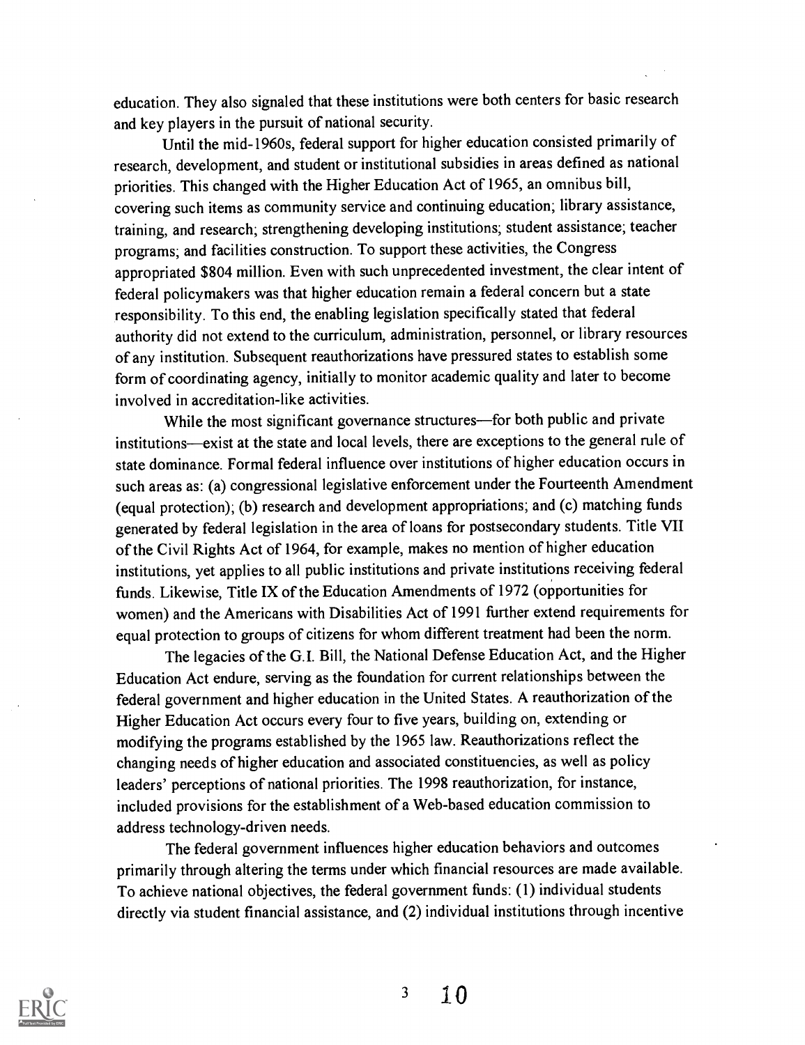education. They also signaled that these institutions were both centers for basic research and key players in the pursuit of national security.

Until the mid-1960s, federal support for higher education consisted primarily of research, development, and student or institutional subsidies in areas defined as national priorities. This changed with the Higher Education Act of 1965, an omnibus bill, covering such items as community service and continuing education; library assistance, training, and research; strengthening developing institutions; student assistance; teacher programs; and facilities construction. To support these activities, the Congress appropriated $804 million. Even with such unprecedented investment, the clear intent of federal policymakers was that higher education remain a federal concern but a state responsibility. To this end, the enabling legislation specifically stated that federal authority did not extend to the curriculum, administration, personnel, or library resources of any institution. Subsequent reauthorizations have pressured states to establish some form of coordinating agency, initially to monitor academic quality and later to become involved in accreditation-like activities.

While the most significant governance structures—for both public and private institutions—exist at the state and local levels, there are exceptions to the general rule of state dominance. Formal federal influence over institutions of higher education occurs in such areas as: (a) congressional legislative enforcement under the Fourteenth Amendment (equal protection); (b) research and development appropriations; and (c) matching funds generated by federal legislation in the area of loans for postsecondary students. Title VII of the Civil Rights Act of 1964, for example, makes no mention of higher education institutions, yet applies to all public institutions and private institutions receiving federal funds. Likewise, Title IX of the Education Amendments of 1972 (opportunities for women) and the Americans with Disabilities Act of 1991 further extend requirements for equal protection to groups of citizens for whom different treatment had been the norm.

The legacies of the G.I. Bill, the National Defense Education Act, and the Higher Education Act endure, serving as the foundation for current relationships between the federal government and higher education in the United States. A reauthorization of the Higher Education Act occurs every four to five years, building on, extending or modifying the programs established by the 1965 law. Reauthorizations reflect the changing needs of higher education and associated constituencies, as well as policy leaders' perceptions of national priorities. The 1998 reauthorization, for instance, included provisions for the establishment of a Web-based education commission to address technology-driven needs.

The federal government influences higher education behaviors and outcomes primarily through altering the terms under which financial resources are made available. To achieve national objectives, the federal government funds: (1) individual students directly via student financial assistance, and (2) individual institutions through incentive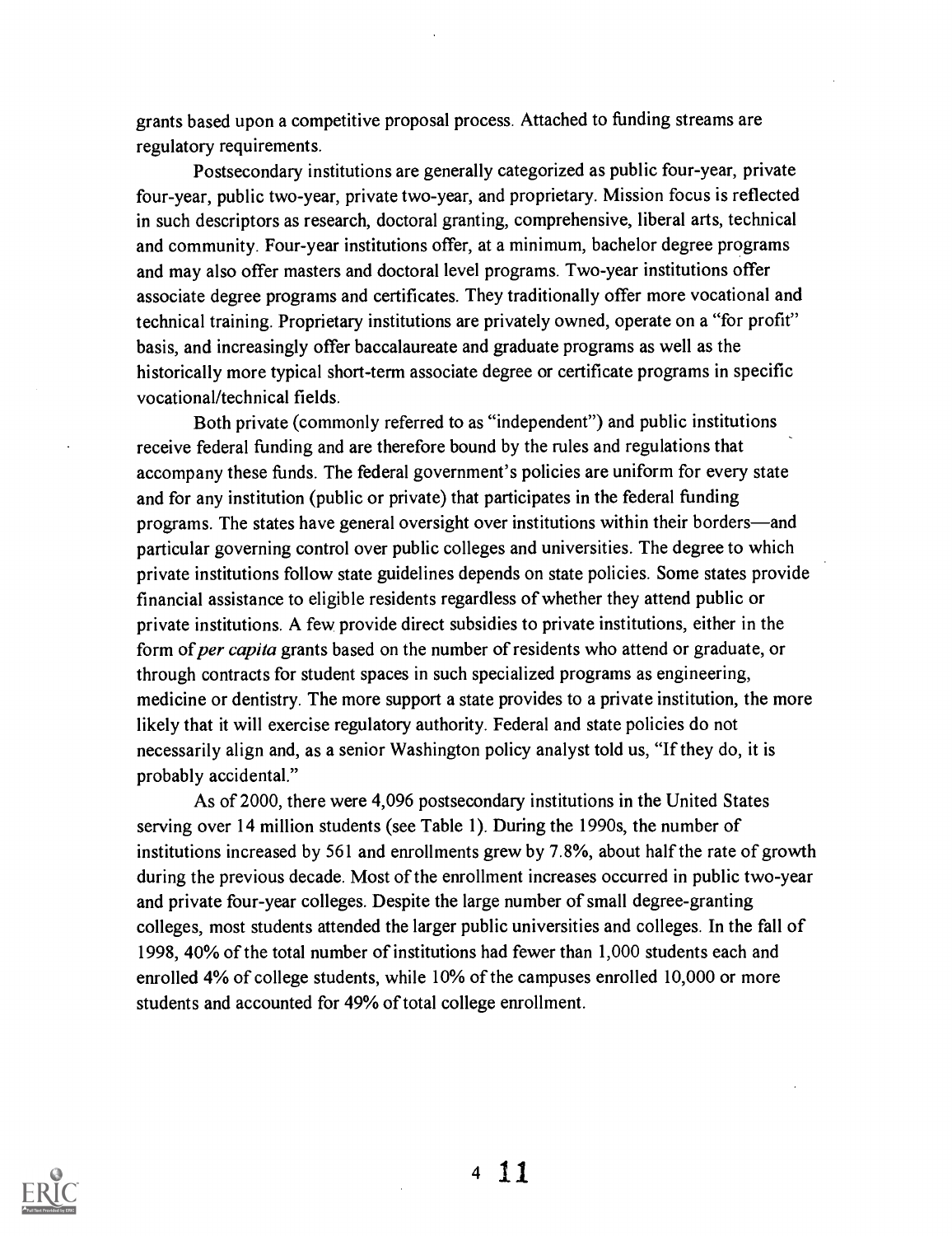grants based upon a competitive proposal process. Attached to funding streams are regulatory requirements.

Postsecondary institutions are generally categorized as public four-year, private four-year, public two-year, private two-year, and proprietary. Mission focus is reflected in such descriptors as research, doctoral granting, comprehensive, liberal arts, technical and community. Four-year institutions offer, at a minimum, bachelor degree programs and may also offer masters and doctoral level programs. Two-year institutions offer associate degree programs and certificates. They traditionally offer more vocational and technical training. Proprietary institutions are privately owned, operate on a "for profit" basis, and increasingly offer baccalaureate and graduate programs as well as the historically more typical short-term associate degree or certificate programs in specific vocational/technical fields.

Both private (commonly referred to as "independent") and public institutions receive federal funding and are therefore bound by the rules and regulations that accompany these funds. The federal government's policies are uniform for every state and for any institution (public or private) that participates in the federal funding programs. The states have general oversight over institutions within their borders—and particular governing control over public colleges and universities. The degree to which private institutions follow state guidelines depends on state policies. Some states provide financial assistance to eligible residents regardless of whether they attend public or private institutions. A few provide direct subsidies to private institutions, either in the form of *per capita* grants based on the number of residents who attend or graduate, or through contracts for student spaces in such specialized programs as engineering, medicine or dentistry. The more support a state provides to a private institution, the more likely that it will exercise regulatory authority. Federal and state policies do not necessarily align and, as a senior Washington policy analyst told us, "If they do, it is probably accidental."

As of 2000, there were 4,096 postsecondary institutions in the United States serving over 14 million students (see Table 1). During the 1990s, the number of institutions increased by 561 and enrollments grew by 7.8%, about half the rate of growth during the previous decade. Most of the enrollment increases occurred in public two-year and private four-year colleges. Despite the large number of small degree-granting colleges, most students attended the larger public universities and colleges. In the fall of 1998, 40% of the total number of institutions had fewer than 1,000 students each and enrolled 4% of college students, while 10% of the campuses enrolled 10,000 or more students and accounted for 49% of total college enrollment.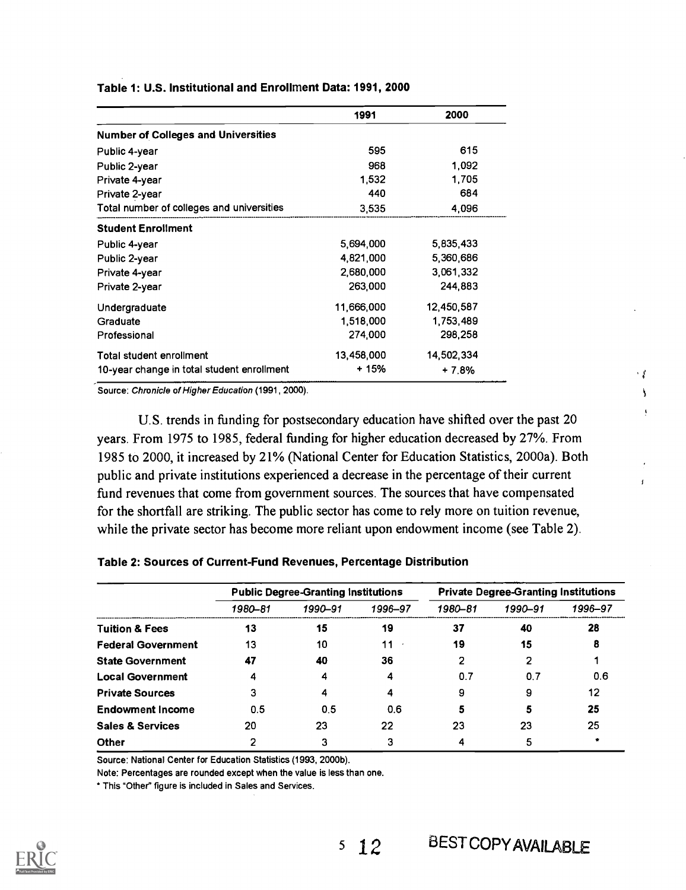**Table 1: U.S. Institutional and Enrollment Data: 1991, 2000**

| | 1991 | 2000 |
|---|---|---|
| **Number of Colleges and Universities** | | |
| Public 4-year | 595 | 615 |
| Public 2-year | 968 | 1,092 |
| Private 4-year | 1,532 | 1,705 |
| Private 2-year | 440 | 684 |
| Total number of colleges and universities | 3,535 | 4,096 |
| **Student Enrollment** | | |
| Public 4-year | 5,694,000 | 5,835,433 |
| Public 2-year | 4,821,000 | 5,360,686 |
| Private 4-year | 2,680,000 | 3,061,332 |
| Private 2-year | 263,000 | 244,883 |
| Undergraduate | 11,666,000 | 12,450,587 |
| Graduate | 1,518,000 | 1,753,489 |
| Professional | 274,000 | 298,258 |
| Total student enrollment | 13,458,000 | 14,502,334 |
| 10-year change in total student enrollment | + 15% | + 7.8% |

Source: *Chronicle of Higher Education* (1991, 2000).

U.S. trends in funding for postsecondary education have shifted over the past 20 years. From 1975 to 1985, federal funding for higher education decreased by 27%. From 1985 to 2000, it increased by 21% (National Center for Education Statistics, 2000a). Both public and private institutions experienced a decrease in the percentage of their current fund revenues that come from government sources. The sources that have compensated for the shortfall are striking. The public sector has come to rely more on tuition revenue, while the private sector has become more reliant upon endowment income (see Table 2).

**Table 2: Sources of Current-Fund Revenues, Percentage Distribution**

| | Public Degree-Granting Institutions | | | Private Degree-Granting Institutions | | |
|---|---|---|---|---|---|---|
| | *1980–81* | *1990–91* | *1996–97* | *1980–81* | *1990–91* | *1996–97* |
| **Tuition & Fees** | **13** | **15** | **19** | **37** | **40** | **28** |
| **Federal Government** | 13 | 10 | 11 | **19** | **15** | **8** |
| **State Government** | **47** | **40** | **36** | 2 | 2 | 1 |
| **Local Government** | 4 | 4 | 4 | 0.7 | 0.7 | 0.6 |
| **Private Sources** | 3 | 4 | 4 | 9 | 9 | 12 |
| **Endowment Income** | 0.5 | 0.5 | 0.6 | **5** | **5** | **25** |
| **Sales & Services** | 20 | 23 | 22 | 23 | 23 | 25 |
| **Other** | 2 | 3 | 3 | 4 | 5 | * |

Source: National Center for Education Statistics (1993, 2000b).

Note: Percentages are rounded except when the value is less than one.

* This "Other" figure is included in Sales and Services.

BEST COPY AVAILABLE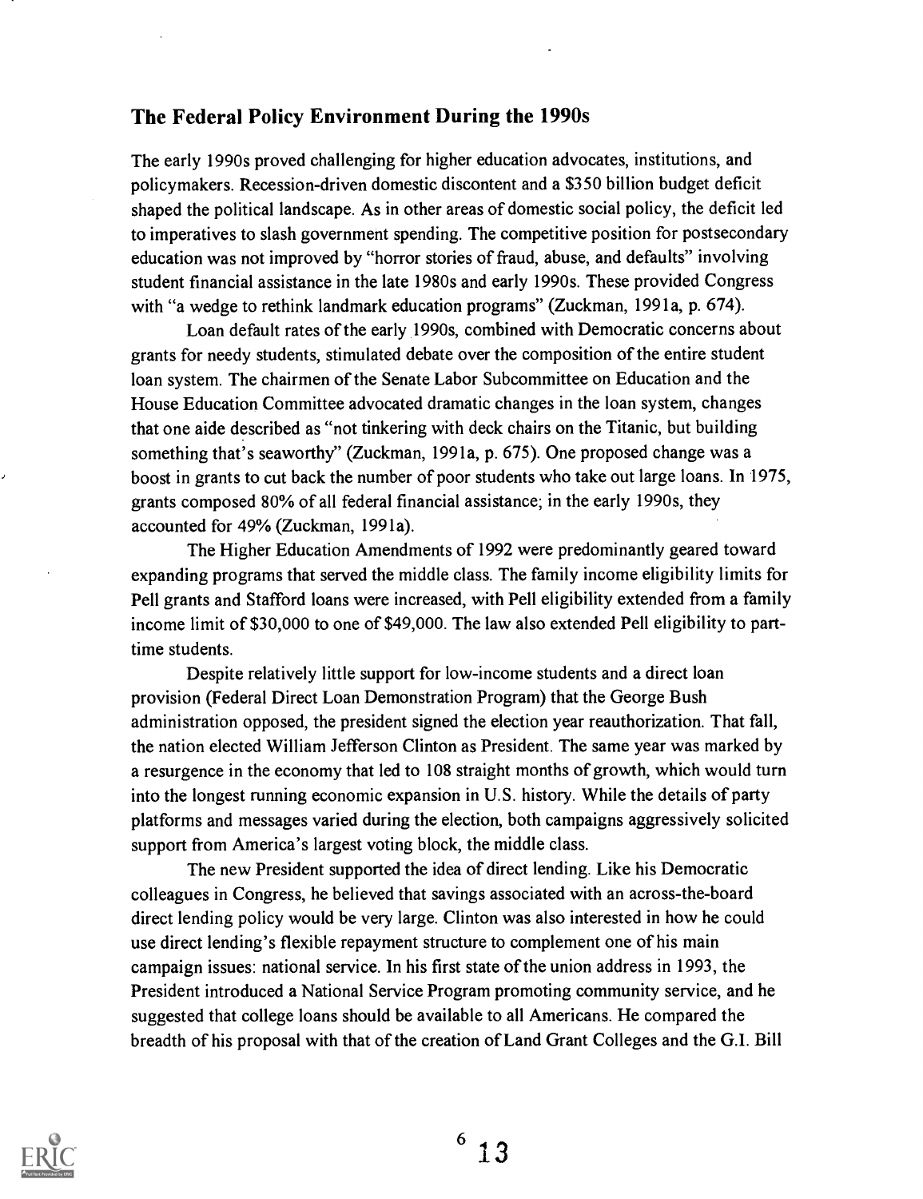## The Federal Policy Environment During the 1990s

The early 1990s proved challenging for higher education advocates, institutions, and policymakers. Recession-driven domestic discontent and a $350 billion budget deficit shaped the political landscape. As in other areas of domestic social policy, the deficit led to imperatives to slash government spending. The competitive position for postsecondary education was not improved by "horror stories of fraud, abuse, and defaults" involving student financial assistance in the late 1980s and early 1990s. These provided Congress with "a wedge to rethink landmark education programs" (Zuckman, 1991a, p. 674).

Loan default rates of the early 1990s, combined with Democratic concerns about grants for needy students, stimulated debate over the composition of the entire student loan system. The chairmen of the Senate Labor Subcommittee on Education and the House Education Committee advocated dramatic changes in the loan system, changes that one aide described as "not tinkering with deck chairs on the Titanic, but building something that's seaworthy" (Zuckman, 1991a, p. 675). One proposed change was a boost in grants to cut back the number of poor students who take out large loans. In 1975, grants composed 80% of all federal financial assistance; in the early 1990s, they accounted for 49% (Zuckman, 1991a).

The Higher Education Amendments of 1992 were predominantly geared toward expanding programs that served the middle class. The family income eligibility limits for Pell grants and Stafford loans were increased, with Pell eligibility extended from a family income limit of $30,000 to one of $49,000. The law also extended Pell eligibility to part-time students.

Despite relatively little support for low-income students and a direct loan provision (Federal Direct Loan Demonstration Program) that the George Bush administration opposed, the president signed the election year reauthorization. That fall, the nation elected William Jefferson Clinton as President. The same year was marked by a resurgence in the economy that led to 108 straight months of growth, which would turn into the longest running economic expansion in U.S. history. While the details of party platforms and messages varied during the election, both campaigns aggressively solicited support from America's largest voting block, the middle class.

The new President supported the idea of direct lending. Like his Democratic colleagues in Congress, he believed that savings associated with an across-the-board direct lending policy would be very large. Clinton was also interested in how he could use direct lending's flexible repayment structure to complement one of his main campaign issues: national service. In his first state of the union address in 1993, the President introduced a National Service Program promoting community service, and he suggested that college loans should be available to all Americans. He compared the breadth of his proposal with that of the creation of Land Grant Colleges and the G.I. Bill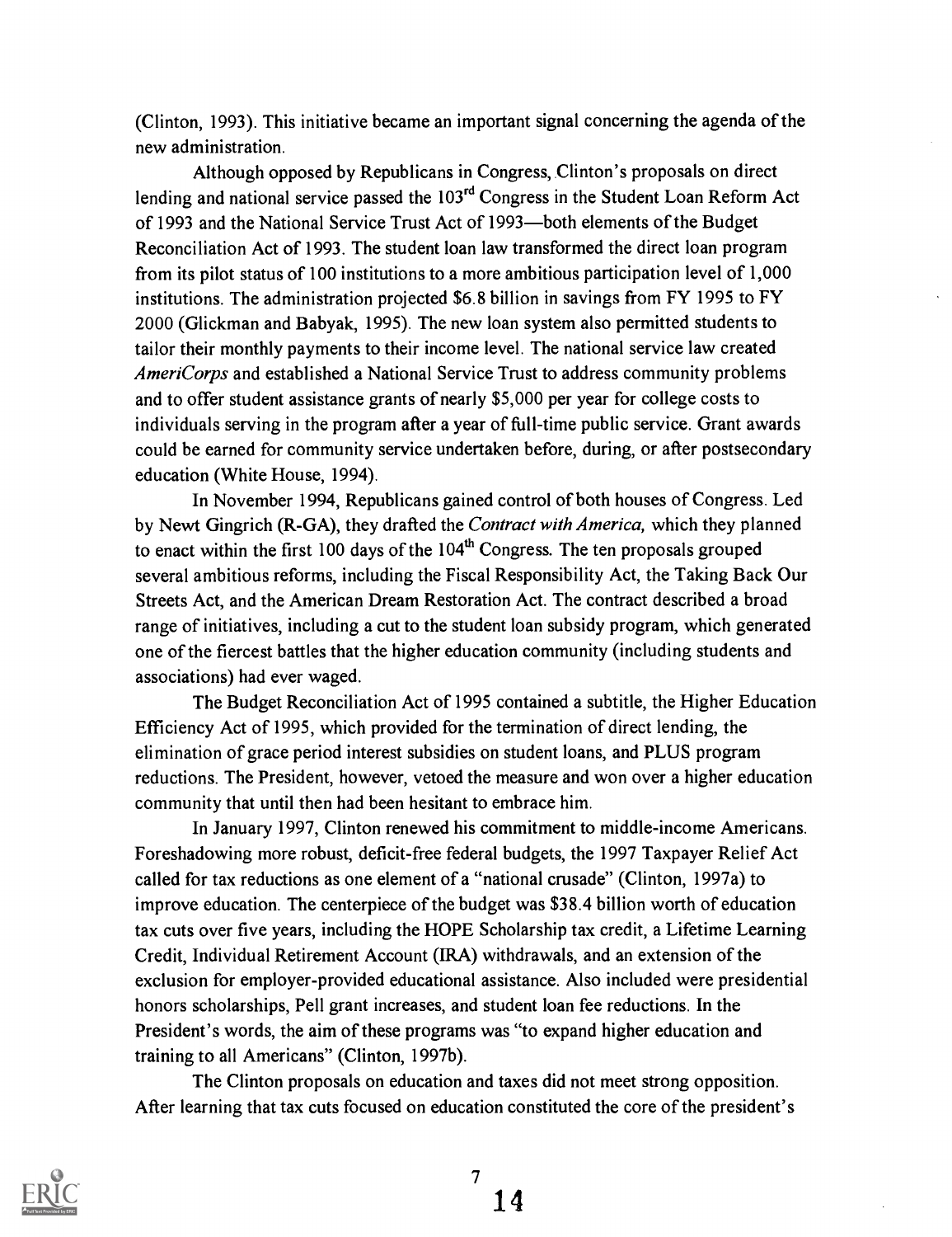(Clinton, 1993). This initiative became an important signal concerning the agenda of the new administration.

Although opposed by Republicans in Congress, Clinton's proposals on direct lending and national service passed the 103rd Congress in the Student Loan Reform Act of 1993 and the National Service Trust Act of 1993—both elements of the Budget Reconciliation Act of 1993. The student loan law transformed the direct loan program from its pilot status of 100 institutions to a more ambitious participation level of 1,000 institutions. The administration projected $6.8 billion in savings from FY 1995 to FY 2000 (Glickman and Babyak, 1995). The new loan system also permitted students to tailor their monthly payments to their income level. The national service law created *AmeriCorps* and established a National Service Trust to address community problems and to offer student assistance grants of nearly $5,000 per year for college costs to individuals serving in the program after a year of full-time public service. Grant awards could be earned for community service undertaken before, during, or after postsecondary education (White House, 1994).

In November 1994, Republicans gained control of both houses of Congress. Led by Newt Gingrich (R-GA), they drafted the *Contract with America,* which they planned to enact within the first 100 days of the 104th Congress. The ten proposals grouped several ambitious reforms, including the Fiscal Responsibility Act, the Taking Back Our Streets Act, and the American Dream Restoration Act. The contract described a broad range of initiatives, including a cut to the student loan subsidy program, which generated one of the fiercest battles that the higher education community (including students and associations) had ever waged.

The Budget Reconciliation Act of 1995 contained a subtitle, the Higher Education Efficiency Act of 1995, which provided for the termination of direct lending, the elimination of grace period interest subsidies on student loans, and PLUS program reductions. The President, however, vetoed the measure and won over a higher education community that until then had been hesitant to embrace him.

In January 1997, Clinton renewed his commitment to middle-income Americans. Foreshadowing more robust, deficit-free federal budgets, the 1997 Taxpayer Relief Act called for tax reductions as one element of a "national crusade" (Clinton, 1997a) to improve education. The centerpiece of the budget was $38.4 billion worth of education tax cuts over five years, including the HOPE Scholarship tax credit, a Lifetime Learning Credit, Individual Retirement Account (IRA) withdrawals, and an extension of the exclusion for employer-provided educational assistance. Also included were presidential honors scholarships, Pell grant increases, and student loan fee reductions. In the President's words, the aim of these programs was "to expand higher education and training to all Americans" (Clinton, 1997b).

The Clinton proposals on education and taxes did not meet strong opposition. After learning that tax cuts focused on education constituted the core of the president's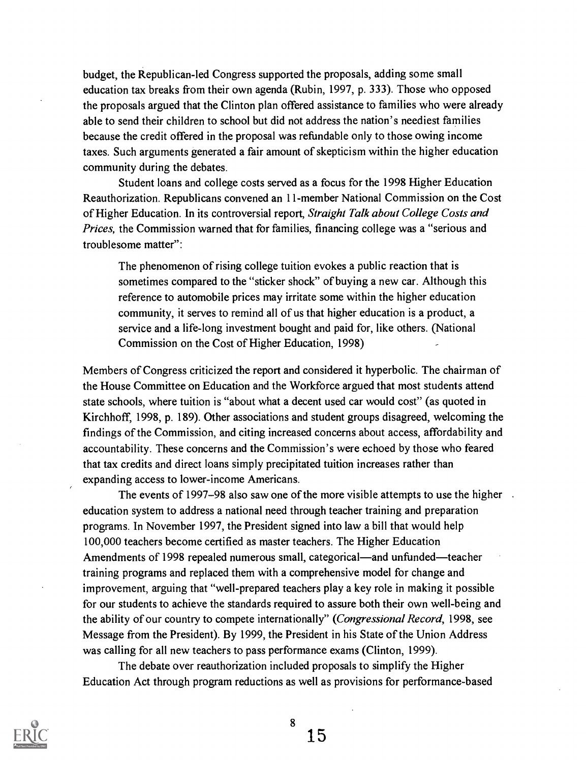budget, the Republican-led Congress supported the proposals, adding some small education tax breaks from their own agenda (Rubin, 1997, p. 333). Those who opposed the proposals argued that the Clinton plan offered assistance to families who were already able to send their children to school but did not address the nation's neediest families because the credit offered in the proposal was refundable only to those owing income taxes. Such arguments generated a fair amount of skepticism within the higher education community during the debates.

Student loans and college costs served as a focus for the 1998 Higher Education Reauthorization. Republicans convened an 11-member National Commission on the Cost of Higher Education. In its controversial report, *Straight Talk about College Costs and Prices,* the Commission warned that for families, financing college was a "serious and troublesome matter":

> The phenomenon of rising college tuition evokes a public reaction that is sometimes compared to the "sticker shock" of buying a new car. Although this reference to automobile prices may irritate some within the higher education community, it serves to remind all of us that higher education is a product, a service and a life-long investment bought and paid for, like others. (National Commission on the Cost of Higher Education, 1998)

Members of Congress criticized the report and considered it hyperbolic. The chairman of the House Committee on Education and the Workforce argued that most students attend state schools, where tuition is "about what a decent used car would cost" (as quoted in Kirchhoff, 1998, p. 189). Other associations and student groups disagreed, welcoming the findings of the Commission, and citing increased concerns about access, affordability and accountability. These concerns and the Commission's were echoed by those who feared that tax credits and direct loans simply precipitated tuition increases rather than expanding access to lower-income Americans.

The events of 1997–98 also saw one of the more visible attempts to use the higher education system to address a national need through teacher training and preparation programs. In November 1997, the President signed into law a bill that would help 100,000 teachers become certified as master teachers. The Higher Education Amendments of 1998 repealed numerous small, categorical—and unfunded—teacher training programs and replaced them with a comprehensive model for change and improvement, arguing that "well-prepared teachers play a key role in making it possible for our students to achieve the standards required to assure both their own well-being and the ability of our country to compete internationally" (*Congressional Record*, 1998, see Message from the President). By 1999, the President in his State of the Union Address was calling for all new teachers to pass performance exams (Clinton, 1999).

The debate over reauthorization included proposals to simplify the Higher Education Act through program reductions as well as provisions for performance-based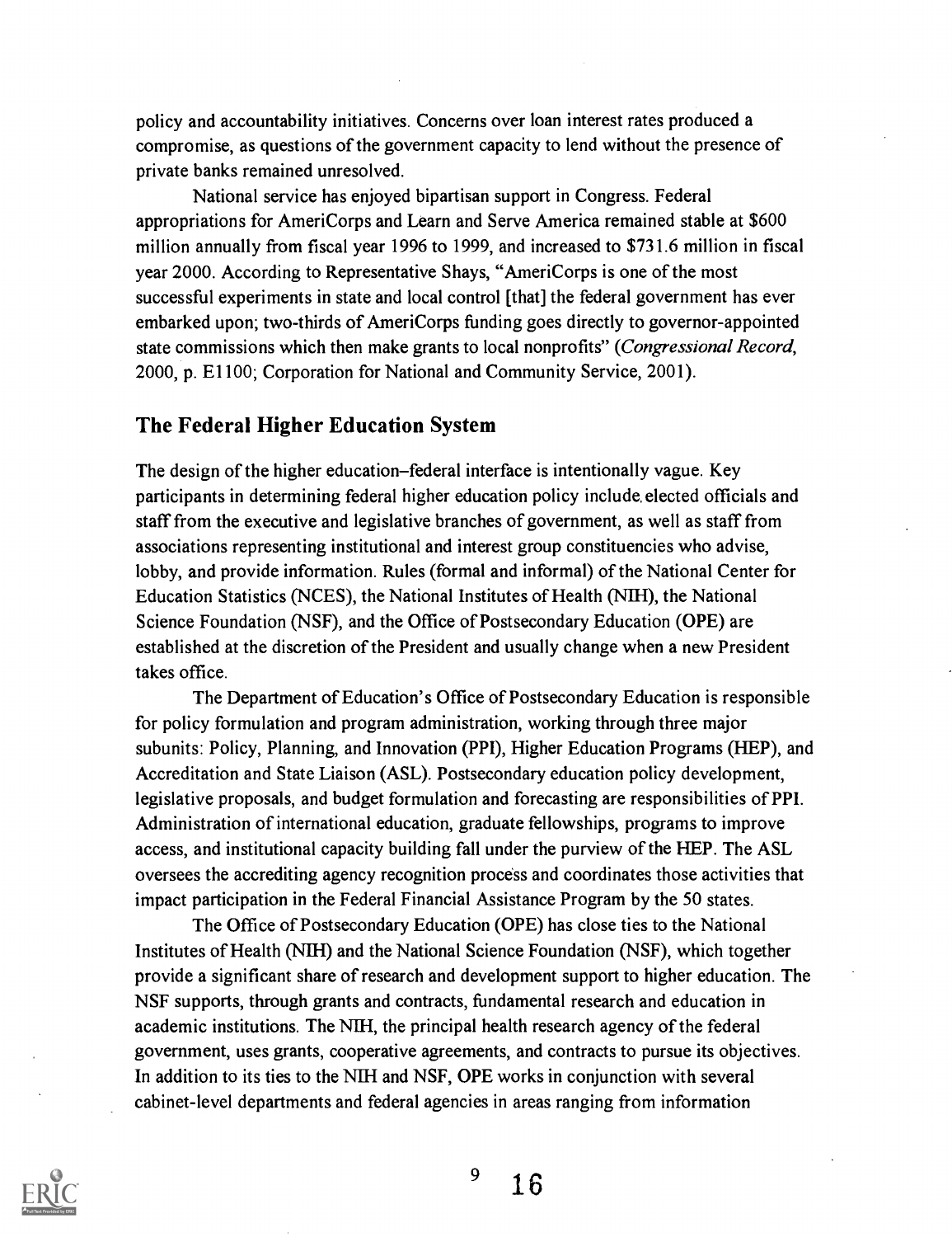policy and accountability initiatives. Concerns over loan interest rates produced a compromise, as questions of the government capacity to lend without the presence of private banks remained unresolved.

National service has enjoyed bipartisan support in Congress. Federal appropriations for AmeriCorps and Learn and Serve America remained stable at $600 million annually from fiscal year 1996 to 1999, and increased to $731.6 million in fiscal year 2000. According to Representative Shays, "AmeriCorps is one of the most successful experiments in state and local control [that] the federal government has ever embarked upon; two-thirds of AmeriCorps funding goes directly to governor-appointed state commissions which then make grants to local nonprofits" (*Congressional Record*, 2000, p. E1100; Corporation for National and Community Service, 2001).

## The Federal Higher Education System

The design of the higher education–federal interface is intentionally vague. Key participants in determining federal higher education policy include elected officials and staff from the executive and legislative branches of government, as well as staff from associations representing institutional and interest group constituencies who advise, lobby, and provide information. Rules (formal and informal) of the National Center for Education Statistics (NCES), the National Institutes of Health (NIH), the National Science Foundation (NSF), and the Office of Postsecondary Education (OPE) are established at the discretion of the President and usually change when a new President takes office.

The Department of Education's Office of Postsecondary Education is responsible for policy formulation and program administration, working through three major subunits: Policy, Planning, and Innovation (PPI), Higher Education Programs (HEP), and Accreditation and State Liaison (ASL). Postsecondary education policy development, legislative proposals, and budget formulation and forecasting are responsibilities of PPI. Administration of international education, graduate fellowships, programs to improve access, and institutional capacity building fall under the purview of the HEP. The ASL oversees the accrediting agency recognition process and coordinates those activities that impact participation in the Federal Financial Assistance Program by the 50 states.

The Office of Postsecondary Education (OPE) has close ties to the National Institutes of Health (NIH) and the National Science Foundation (NSF), which together provide a significant share of research and development support to higher education. The NSF supports, through grants and contracts, fundamental research and education in academic institutions. The NIH, the principal health research agency of the federal government, uses grants, cooperative agreements, and contracts to pursue its objectives. In addition to its ties to the NIH and NSF, OPE works in conjunction with several cabinet-level departments and federal agencies in areas ranging from information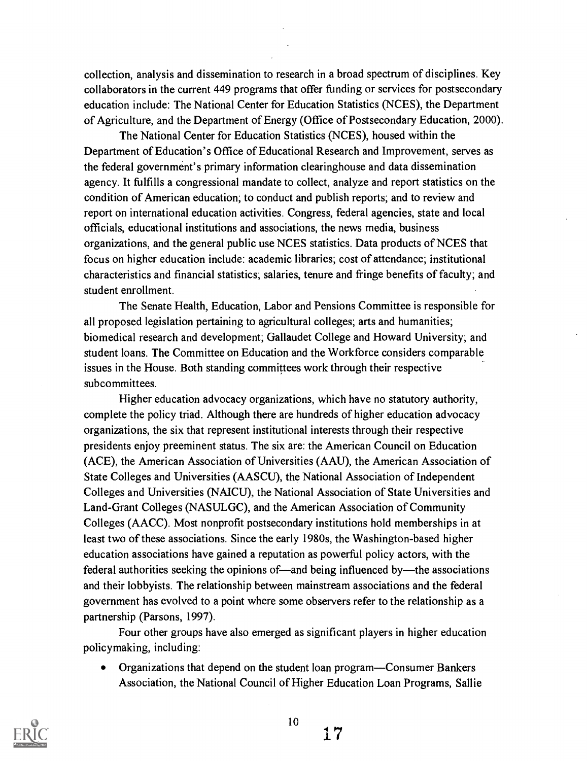collection, analysis and dissemination to research in a broad spectrum of disciplines. Key collaborators in the current 449 programs that offer funding or services for postsecondary education include: The National Center for Education Statistics (NCES), the Department of Agriculture, and the Department of Energy (Office of Postsecondary Education, 2000).

The National Center for Education Statistics (NCES), housed within the Department of Education's Office of Educational Research and Improvement, serves as the federal government's primary information clearinghouse and data dissemination agency. It fulfills a congressional mandate to collect, analyze and report statistics on the condition of American education; to conduct and publish reports; and to review and report on international education activities. Congress, federal agencies, state and local officials, educational institutions and associations, the news media, business organizations, and the general public use NCES statistics. Data products of NCES that focus on higher education include: academic libraries; cost of attendance; institutional characteristics and financial statistics; salaries, tenure and fringe benefits of faculty; and student enrollment.

The Senate Health, Education, Labor and Pensions Committee is responsible for all proposed legislation pertaining to agricultural colleges; arts and humanities; biomedical research and development; Gallaudet College and Howard University; and student loans. The Committee on Education and the Workforce considers comparable issues in the House. Both standing committees work through their respective subcommittees.

Higher education advocacy organizations, which have no statutory authority, complete the policy triad. Although there are hundreds of higher education advocacy organizations, the six that represent institutional interests through their respective presidents enjoy preeminent status. The six are: the American Council on Education (ACE), the American Association of Universities (AAU), the American Association of State Colleges and Universities (AASCU), the National Association of Independent Colleges and Universities (NAICU), the National Association of State Universities and Land-Grant Colleges (NASULGC), and the American Association of Community Colleges (AACC). Most nonprofit postsecondary institutions hold memberships in at least two of these associations. Since the early 1980s, the Washington-based higher education associations have gained a reputation as powerful policy actors, with the federal authorities seeking the opinions of—and being influenced by—the associations and their lobbyists. The relationship between mainstream associations and the federal government has evolved to a point where some observers refer to the relationship as a partnership (Parsons, 1997).

Four other groups have also emerged as significant players in higher education policymaking, including:

- Organizations that depend on the student loan program—Consumer Bankers Association, the National Council of Higher Education Loan Programs, Sallie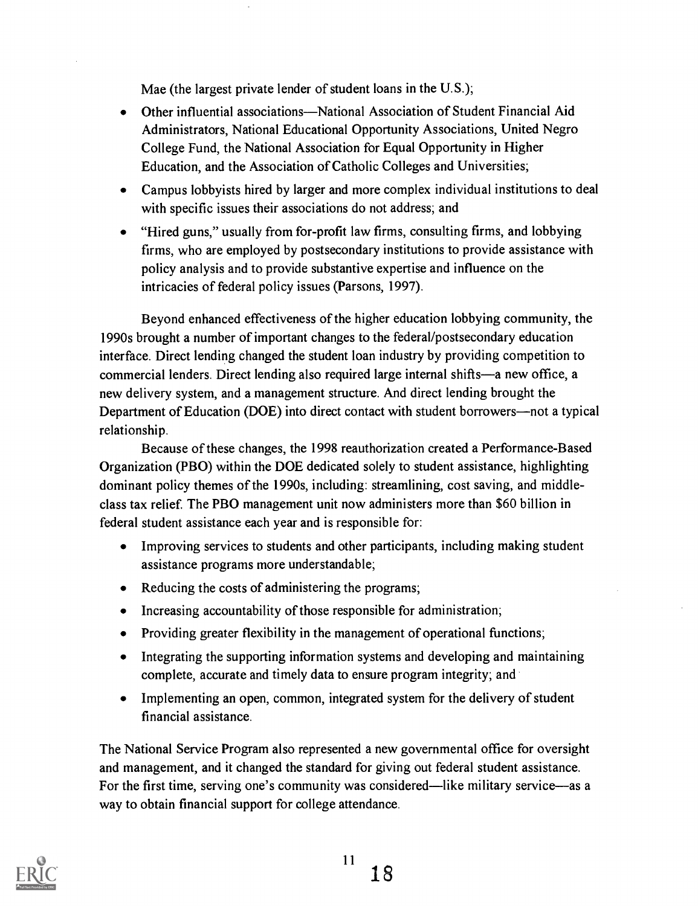Mae (the largest private lender of student loans in the U.S.);

- Other influential associations—National Association of Student Financial Aid Administrators, National Educational Opportunity Associations, United Negro College Fund, the National Association for Equal Opportunity in Higher Education, and the Association of Catholic Colleges and Universities;
- Campus lobbyists hired by larger and more complex individual institutions to deal with specific issues their associations do not address; and
- "Hired guns," usually from for-profit law firms, consulting firms, and lobbying firms, who are employed by postsecondary institutions to provide assistance with policy analysis and to provide substantive expertise and influence on the intricacies of federal policy issues (Parsons, 1997).

Beyond enhanced effectiveness of the higher education lobbying community, the 1990s brought a number of important changes to the federal/postsecondary education interface. Direct lending changed the student loan industry by providing competition to commercial lenders. Direct lending also required large internal shifts—a new office, a new delivery system, and a management structure. And direct lending brought the Department of Education (DOE) into direct contact with student borrowers—not a typical relationship.

Because of these changes, the 1998 reauthorization created a Performance-Based Organization (PBO) within the DOE dedicated solely to student assistance, highlighting dominant policy themes of the 1990s, including: streamlining, cost saving, and middle-class tax relief. The PBO management unit now administers more than $60 billion in federal student assistance each year and is responsible for:

- Improving services to students and other participants, including making student assistance programs more understandable;
- Reducing the costs of administering the programs;
- Increasing accountability of those responsible for administration;
- Providing greater flexibility in the management of operational functions;
- Integrating the supporting information systems and developing and maintaining complete, accurate and timely data to ensure program integrity; and
- Implementing an open, common, integrated system for the delivery of student financial assistance.

The National Service Program also represented a new governmental office for oversight and management, and it changed the standard for giving out federal student assistance. For the first time, serving one's community was considered—like military service—as a way to obtain financial support for college attendance.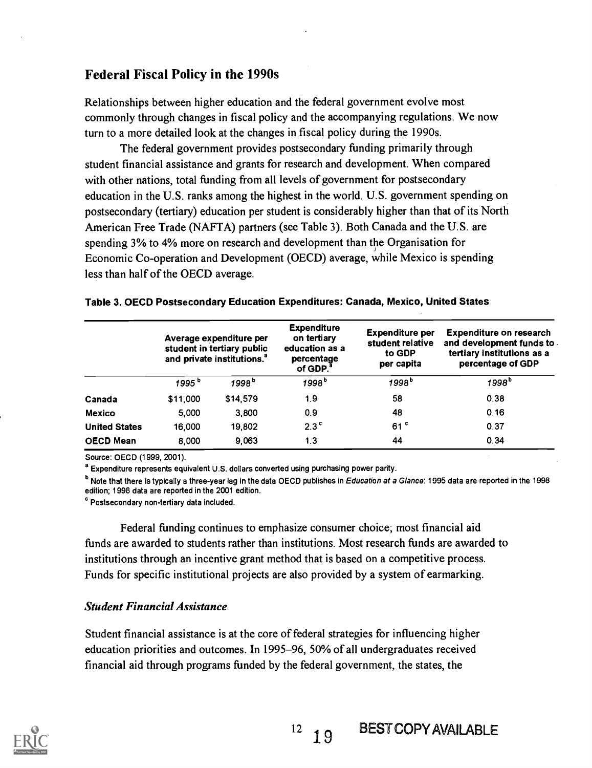## Federal Fiscal Policy in the 1990s

Relationships between higher education and the federal government evolve most commonly through changes in fiscal policy and the accompanying regulations. We now turn to a more detailed look at the changes in fiscal policy during the 1990s.

The federal government provides postsecondary funding primarily through student financial assistance and grants for research and development. When compared with other nations, total funding from all levels of government for postsecondary education in the U.S. ranks among the highest in the world. U.S. government spending on postsecondary (tertiary) education per student is considerably higher than that of its North American Free Trade (NAFTA) partners (see Table 3). Both Canada and the U.S. are spending 3% to 4% more on research and development than the Organisation for Economic Co-operation and Development (OECD) average, while Mexico is spending less than half of the OECD average.

**Table 3. OECD Postsecondary Education Expenditures: Canada, Mexico, United States**

| | Average expenditure per student in tertiary public and private institutions.[a] | | Expenditure on tertiary education as a percentage of GDP.[a] | Expenditure per student relative to GDP per capita | Expenditure on research and development funds to tertiary institutions as a percentage of GDP |
|---|---|---|---|---|---|
| | *1995*[b] | *1998*[b] | *1998*[b] | *1998*[b] | *1998*[b] |
| **Canada** | $11,000 | $14,579 | 1.9 | 58 | 0.38 |
| **Mexico** | 5,000 | 3,800 | 0.9 | 48 | 0.16 |
| **United States** | 16,000 | 19,802 | 2.3[c] | 61[c] | 0.37 |
| **OECD Mean** | 8,000 | 9,063 | 1.3 | 44 | 0.34 |

Source: OECD (1999, 2001).

[a] Expenditure represents equivalent U.S. dollars converted using purchasing power parity.

[b] Note that there is typically a three-year lag in the data OECD publishes in *Education at a Glance*: 1995 data are reported in the 1998 edition; 1998 data are reported in the 2001 edition.

[c] Postsecondary non-tertiary data included.

Federal funding continues to emphasize consumer choice; most financial aid funds are awarded to students rather than institutions. Most research funds are awarded to institutions through an incentive grant method that is based on a competitive process. Funds for specific institutional projects are also provided by a system of earmarking.

### *Student Financial Assistance*

Student financial assistance is at the core of federal strategies for influencing higher education priorities and outcomes. In 1995–96, 50% of all undergraduates received financial aid through programs funded by the federal government, the states, the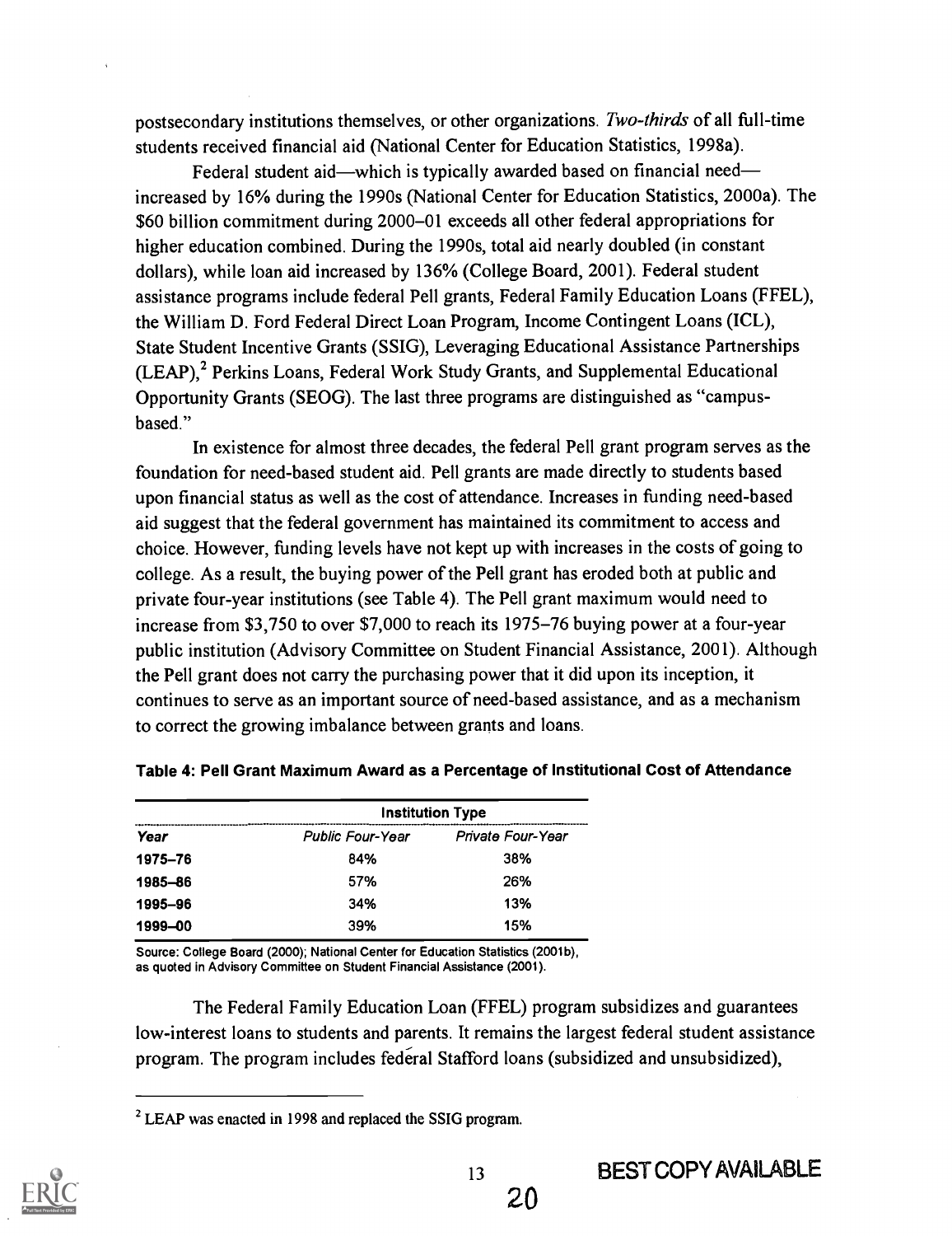postsecondary institutions themselves, or other organizations. *Two-thirds* of all full-time students received financial aid (National Center for Education Statistics, 1998a).

Federal student aid—which is typically awarded based on financial need—increased by 16% during the 1990s (National Center for Education Statistics, 2000a). The $60 billion commitment during 2000–01 exceeds all other federal appropriations for higher education combined. During the 1990s, total aid nearly doubled (in constant dollars), while loan aid increased by 136% (College Board, 2001). Federal student assistance programs include federal Pell grants, Federal Family Education Loans (FFEL), the William D. Ford Federal Direct Loan Program, Income Contingent Loans (ICL), State Student Incentive Grants (SSIG), Leveraging Educational Assistance Partnerships (LEAP),[2] Perkins Loans, Federal Work Study Grants, and Supplemental Educational Opportunity Grants (SEOG). The last three programs are distinguished as "campus-based."

In existence for almost three decades, the federal Pell grant program serves as the foundation for need-based student aid. Pell grants are made directly to students based upon financial status as well as the cost of attendance. Increases in funding need-based aid suggest that the federal government has maintained its commitment to access and choice. However, funding levels have not kept up with increases in the costs of going to college. As a result, the buying power of the Pell grant has eroded both at public and private four-year institutions (see Table 4). The Pell grant maximum would need to increase from $3,750 to over $7,000 to reach its 1975–76 buying power at a four-year public institution (Advisory Committee on Student Financial Assistance, 2001). Although the Pell grant does not carry the purchasing power that it did upon its inception, it continues to serve as an important source of need-based assistance, and as a mechanism to correct the growing imbalance between grants and loans.

**Table 4: Pell Grant Maximum Award as a Percentage of Institutional Cost of Attendance**

| | Institution Type | |
|---|---|---|
| *Year* | *Public Four-Year* | *Private Four-Year* |
| **1975–76** | 84% | 38% |
| **1985–86** | 57% | 26% |
| **1995–96** | 34% | 13% |
| **1999–00** | 39% | 15% |

Source: College Board (2000); National Center for Education Statistics (2001b), as quoted in Advisory Committee on Student Financial Assistance (2001).

The Federal Family Education Loan (FFEL) program subsidizes and guarantees low-interest loans to students and parents. It remains the largest federal student assistance program. The program includes federal Stafford loans (subsidized and unsubsidized),

[2] LEAP was enacted in 1998 and replaced the SSIG program.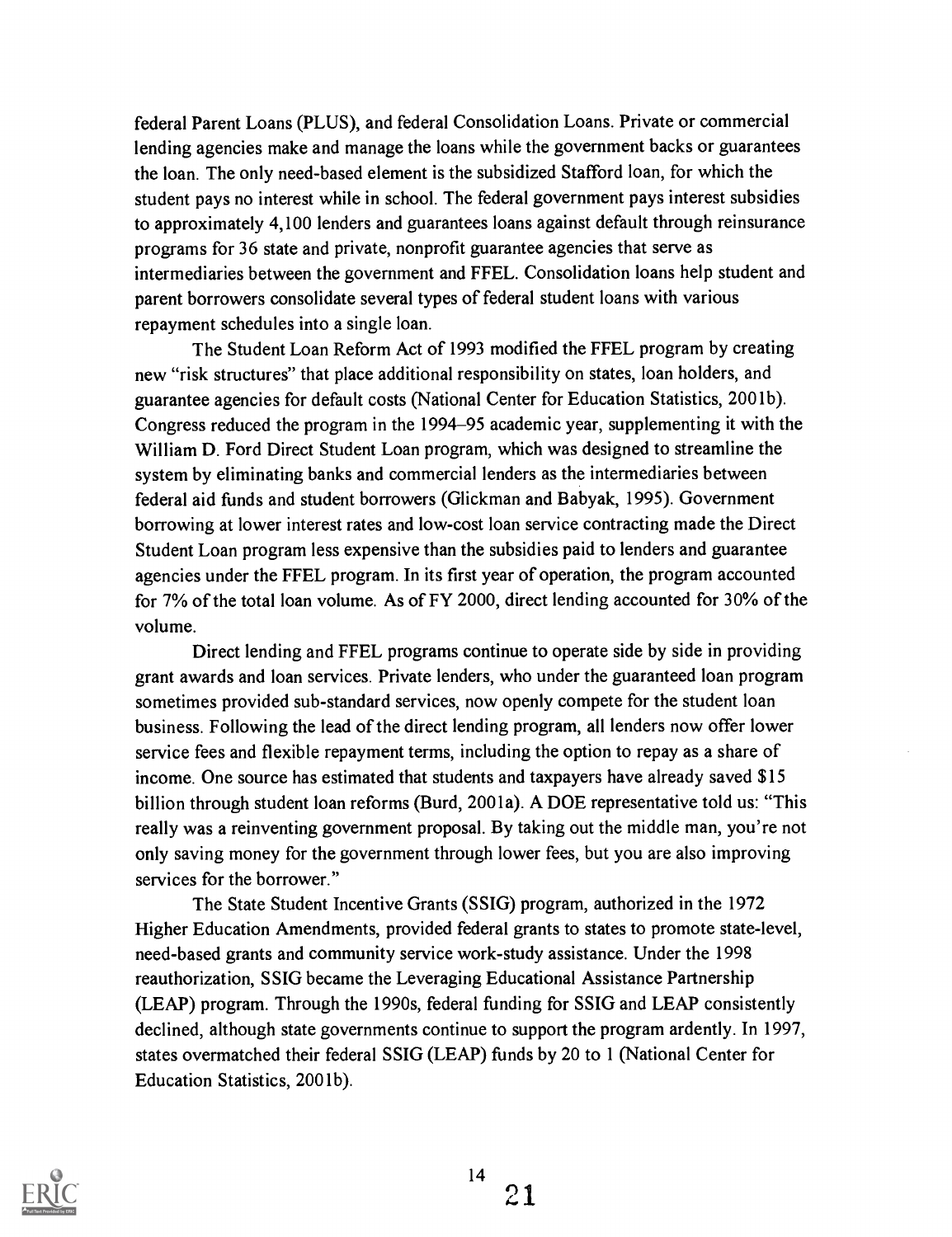federal Parent Loans (PLUS), and federal Consolidation Loans. Private or commercial lending agencies make and manage the loans while the government backs or guarantees the loan. The only need-based element is the subsidized Stafford loan, for which the student pays no interest while in school. The federal government pays interest subsidies to approximately 4,100 lenders and guarantees loans against default through reinsurance programs for 36 state and private, nonprofit guarantee agencies that serve as intermediaries between the government and FFEL. Consolidation loans help student and parent borrowers consolidate several types of federal student loans with various repayment schedules into a single loan.

The Student Loan Reform Act of 1993 modified the FFEL program by creating new "risk structures" that place additional responsibility on states, loan holders, and guarantee agencies for default costs (National Center for Education Statistics, 2001b). Congress reduced the program in the 1994–95 academic year, supplementing it with the William D. Ford Direct Student Loan program, which was designed to streamline the system by eliminating banks and commercial lenders as the intermediaries between federal aid funds and student borrowers (Glickman and Babyak, 1995). Government borrowing at lower interest rates and low-cost loan service contracting made the Direct Student Loan program less expensive than the subsidies paid to lenders and guarantee agencies under the FFEL program. In its first year of operation, the program accounted for 7% of the total loan volume. As of FY 2000, direct lending accounted for 30% of the volume.

Direct lending and FFEL programs continue to operate side by side in providing grant awards and loan services. Private lenders, who under the guaranteed loan program sometimes provided sub-standard services, now openly compete for the student loan business. Following the lead of the direct lending program, all lenders now offer lower service fees and flexible repayment terms, including the option to repay as a share of income. One source has estimated that students and taxpayers have already saved $15 billion through student loan reforms (Burd, 2001a). A DOE representative told us: "This really was a reinventing government proposal. By taking out the middle man, you're not only saving money for the government through lower fees, but you are also improving services for the borrower."

The State Student Incentive Grants (SSIG) program, authorized in the 1972 Higher Education Amendments, provided federal grants to states to promote state-level, need-based grants and community service work-study assistance. Under the 1998 reauthorization, SSIG became the Leveraging Educational Assistance Partnership (LEAP) program. Through the 1990s, federal funding for SSIG and LEAP consistently declined, although state governments continue to support the program ardently. In 1997, states overmatched their federal SSIG (LEAP) funds by 20 to 1 (National Center for Education Statistics, 2001b).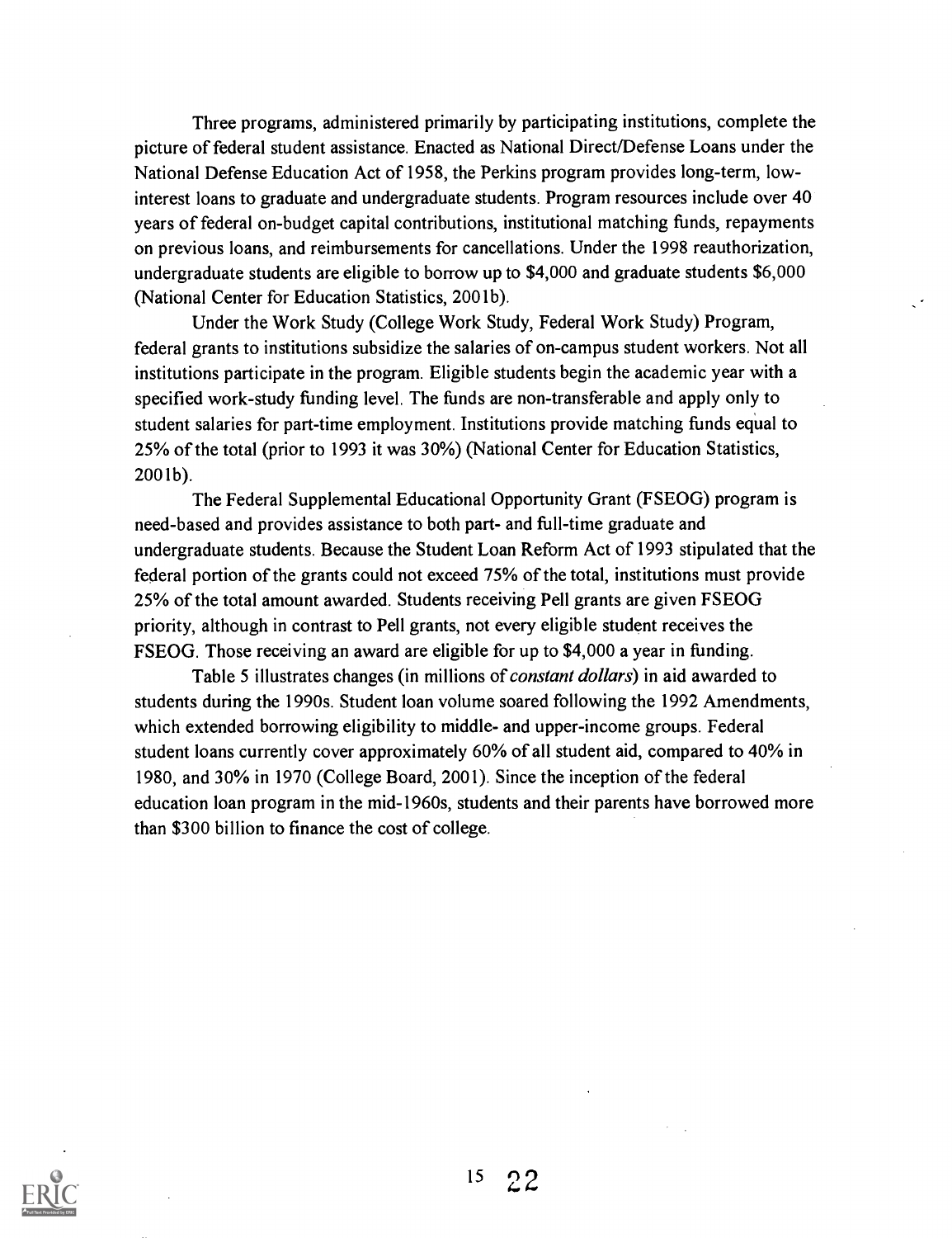Three programs, administered primarily by participating institutions, complete the picture of federal student assistance. Enacted as National Direct/Defense Loans under the National Defense Education Act of 1958, the Perkins program provides long-term, low-interest loans to graduate and undergraduate students. Program resources include over 40 years of federal on-budget capital contributions, institutional matching funds, repayments on previous loans, and reimbursements for cancellations. Under the 1998 reauthorization, undergraduate students are eligible to borrow up to $4,000 and graduate students $6,000 (National Center for Education Statistics, 2001b).

Under the Work Study (College Work Study, Federal Work Study) Program, federal grants to institutions subsidize the salaries of on-campus student workers. Not all institutions participate in the program. Eligible students begin the academic year with a specified work-study funding level. The funds are non-transferable and apply only to student salaries for part-time employment. Institutions provide matching funds equal to 25% of the total (prior to 1993 it was 30%) (National Center for Education Statistics, 2001b).

The Federal Supplemental Educational Opportunity Grant (FSEOG) program is need-based and provides assistance to both part- and full-time graduate and undergraduate students. Because the Student Loan Reform Act of 1993 stipulated that the federal portion of the grants could not exceed 75% of the total, institutions must provide 25% of the total amount awarded. Students receiving Pell grants are given FSEOG priority, although in contrast to Pell grants, not every eligible student receives the FSEOG. Those receiving an award are eligible for up to $4,000 a year in funding.

Table 5 illustrates changes (in millions of *constant dollars*) in aid awarded to students during the 1990s. Student loan volume soared following the 1992 Amendments, which extended borrowing eligibility to middle- and upper-income groups. Federal student loans currently cover approximately 60% of all student aid, compared to 40% in 1980, and 30% in 1970 (College Board, 2001). Since the inception of the federal education loan program in the mid-1960s, students and their parents have borrowed more than $300 billion to finance the cost of college.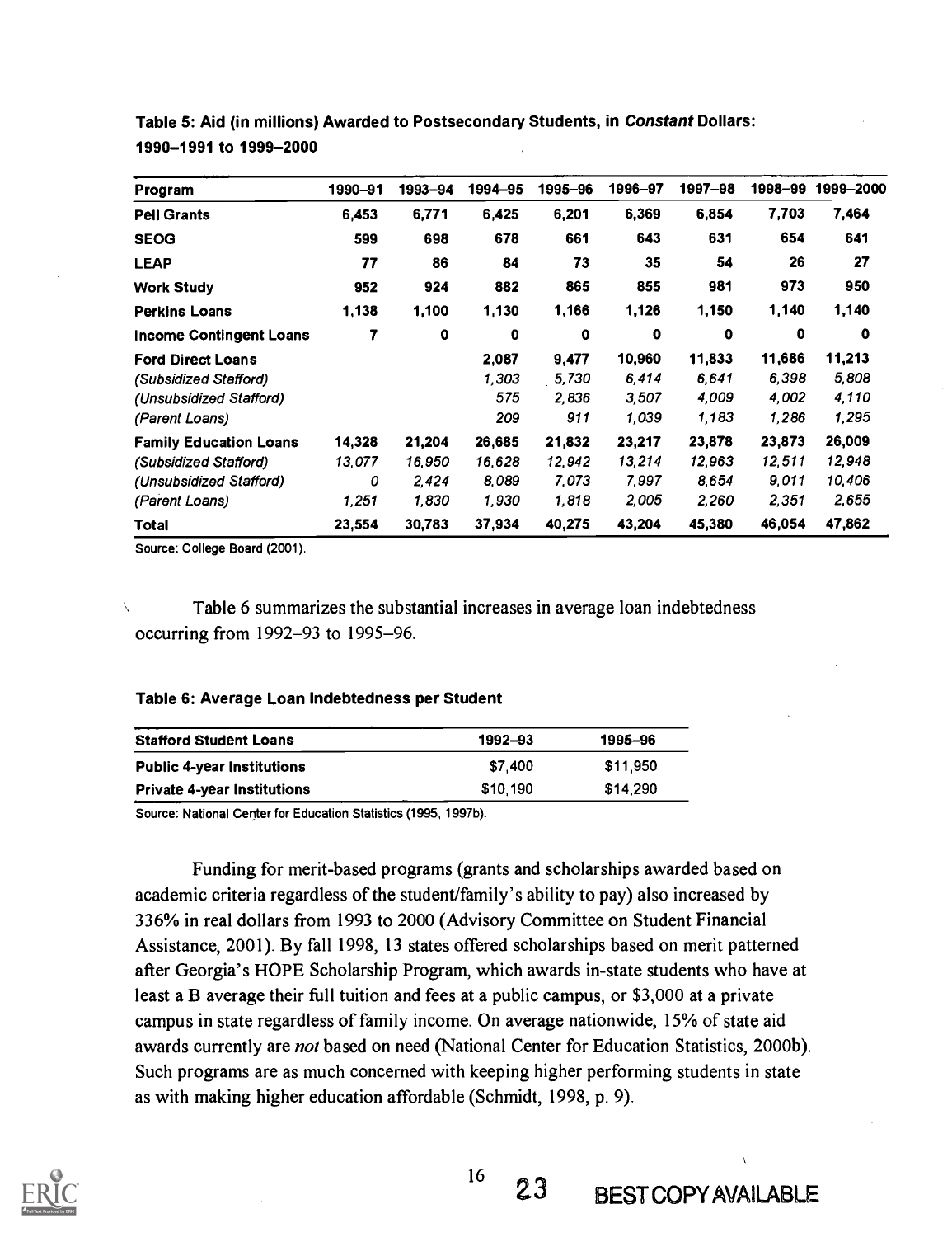**Table 5: Aid (in millions) Awarded to Postsecondary Students, in *Constant* Dollars: 1990–1991 to 1999–2000**

| Program | 1990–91 | 1993–94 | 1994–95 | 1995–96 | 1996–97 | 1997–98 | 1998–99 | 1999–2000 |
|---|---|---|---|---|---|---|---|---|
| **Pell Grants** | 6,453 | 6,771 | 6,425 | 6,201 | 6,369 | 6,854 | 7,703 | 7,464 |
| **SEOG** | 599 | 698 | 678 | 661 | 643 | 631 | 654 | 641 |
| **LEAP** | 77 | 86 | 84 | 73 | 35 | 54 | 26 | 27 |
| **Work Study** | 952 | 924 | 882 | 865 | 855 | 981 | 973 | 950 |
| **Perkins Loans** | 1,138 | 1,100 | 1,130 | 1,166 | 1,126 | 1,150 | 1,140 | 1,140 |
| **Income Contingent Loans** | 7 | 0 | 0 | 0 | 0 | 0 | 0 | 0 |
| **Ford Direct Loans** | | | 2,087 | 9,477 | 10,960 | 11,833 | 11,686 | 11,213 |
| *(Subsidized Stafford)* | | | *1,303* | *5,730* | *6,414* | *6,641* | *6,398* | *5,808* |
| *(Unsubsidized Stafford)* | | | *575* | *2,836* | *3,507* | *4,009* | *4,002* | *4,110* |
| *(Parent Loans)* | | | *209* | *911* | *1,039* | *1,183* | *1,286* | *1,295* |
| **Family Education Loans** | 14,328 | 21,204 | 26,685 | 21,832 | 23,217 | 23,878 | 23,873 | 26,009 |
| *(Subsidized Stafford)* | *13,077* | *16,950* | *16,628* | *12,942* | *13,214* | *12,963* | *12,511* | *12,948* |
| *(Unsubsidized Stafford)* | *0* | *2,424* | *8,089* | *7,073* | *7,997* | *8,654* | *9,011* | *10,406* |
| *(Parent Loans)* | *1,251* | *1,830* | *1,930* | *1,818* | *2,005* | *2,260* | *2,351* | *2,655* |
| **Total** | 23,554 | 30,783 | 37,934 | 40,275 | 43,204 | 45,380 | 46,054 | 47,862 |

Source: College Board (2001).

Table 6 summarizes the substantial increases in average loan indebtedness occurring from 1992–93 to 1995–96.

**Table 6: Average Loan Indebtedness per Student**

| Stafford Student Loans | 1992–93 | 1995–96 |
|---|---|---|
| **Public 4-year Institutions** | $7,400 | $11,950 |
| **Private 4-year Institutions** | $10,190 | $14,290 |

Source: National Center for Education Statistics (1995, 1997b).

Funding for merit-based programs (grants and scholarships awarded based on academic criteria regardless of the student/family's ability to pay) also increased by 336% in real dollars from 1993 to 2000 (Advisory Committee on Student Financial Assistance, 2001). By fall 1998, 13 states offered scholarships based on merit patterned after Georgia's HOPE Scholarship Program, which awards in-state students who have at least a B average their full tuition and fees at a public campus, or $3,000 at a private campus in state regardless of family income. On average nationwide, 15% of state aid awards currently are *not* based on need (National Center for Education Statistics, 2000b). Such programs are as much concerned with keeping higher performing students in state as with making higher education affordable (Schmidt, 1998, p. 9).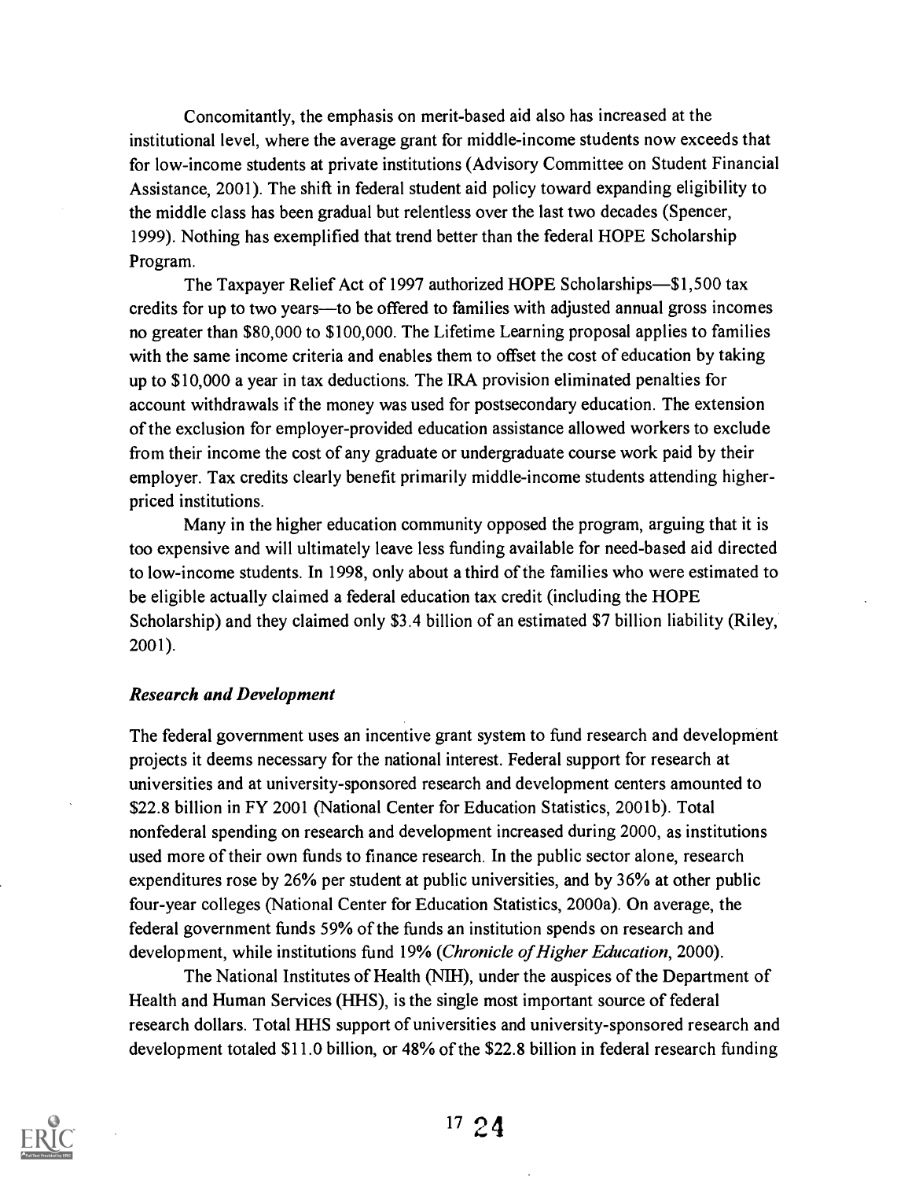Concomitantly, the emphasis on merit-based aid also has increased at the institutional level, where the average grant for middle-income students now exceeds that for low-income students at private institutions (Advisory Committee on Student Financial Assistance, 2001). The shift in federal student aid policy toward expanding eligibility to the middle class has been gradual but relentless over the last two decades (Spencer, 1999). Nothing has exemplified that trend better than the federal HOPE Scholarship Program.

The Taxpayer Relief Act of 1997 authorized HOPE Scholarships—$1,500 tax credits for up to two years—to be offered to families with adjusted annual gross incomes no greater than $80,000 to $100,000. The Lifetime Learning proposal applies to families with the same income criteria and enables them to offset the cost of education by taking up to $10,000 a year in tax deductions. The IRA provision eliminated penalties for account withdrawals if the money was used for postsecondary education. The extension of the exclusion for employer-provided education assistance allowed workers to exclude from their income the cost of any graduate or undergraduate course work paid by their employer. Tax credits clearly benefit primarily middle-income students attending higher-priced institutions.

Many in the higher education community opposed the program, arguing that it is too expensive and will ultimately leave less funding available for need-based aid directed to low-income students. In 1998, only about a third of the families who were estimated to be eligible actually claimed a federal education tax credit (including the HOPE Scholarship) and they claimed only $3.4 billion of an estimated $7 billion liability (Riley, 2001).

### *Research and Development*

The federal government uses an incentive grant system to fund research and development projects it deems necessary for the national interest. Federal support for research at universities and at university-sponsored research and development centers amounted to $22.8 billion in FY 2001 (National Center for Education Statistics, 2001b). Total nonfederal spending on research and development increased during 2000, as institutions used more of their own funds to finance research. In the public sector alone, research expenditures rose by 26% per student at public universities, and by 36% at other public four-year colleges (National Center for Education Statistics, 2000a). On average, the federal government funds 59% of the funds an institution spends on research and development, while institutions fund 19% (*Chronicle of Higher Education*, 2000).

The National Institutes of Health (NIH), under the auspices of the Department of Health and Human Services (HHS), is the single most important source of federal research dollars. Total HHS support of universities and university-sponsored research and development totaled $11.0 billion, or 48% of the $22.8 billion in federal research funding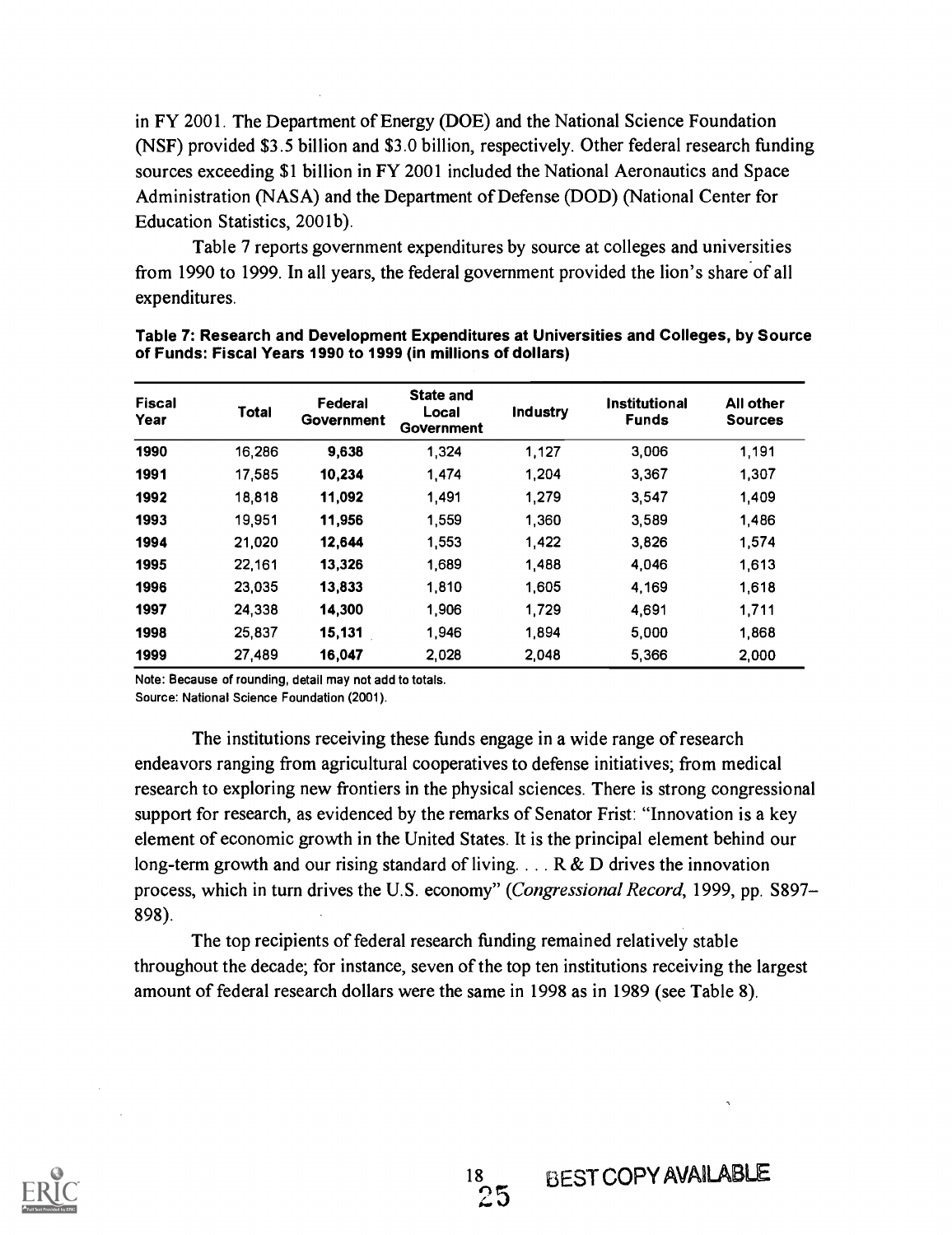in FY 2001. The Department of Energy (DOE) and the National Science Foundation (NSF) provided $3.5 billion and $3.0 billion, respectively. Other federal research funding sources exceeding $1 billion in FY 2001 included the National Aeronautics and Space Administration (NASA) and the Department of Defense (DOD) (National Center for Education Statistics, 2001b).

Table 7 reports government expenditures by source at colleges and universities from 1990 to 1999. In all years, the federal government provided the lion's share of all expenditures.

**Table 7: Research and Development Expenditures at Universities and Colleges, by Source of Funds: Fiscal Years 1990 to 1999 (in millions of dollars)**

| Fiscal Year | Total | Federal Government | State and Local Government | Industry | Institutional Funds | All other Sources |
|---|---|---|---|---|---|---|
| **1990** | 16,286 | **9,638** | 1,324 | 1,127 | 3,006 | 1,191 |
| **1991** | 17,585 | **10,234** | 1,474 | 1,204 | 3,367 | 1,307 |
| **1992** | 18,818 | **11,092** | 1,491 | 1,279 | 3,547 | 1,409 |
| **1993** | 19,951 | **11,956** | 1,559 | 1,360 | 3,589 | 1,486 |
| **1994** | 21,020 | **12,644** | 1,553 | 1,422 | 3,826 | 1,574 |
| **1995** | 22,161 | **13,326** | 1,689 | 1,488 | 4,046 | 1,613 |
| **1996** | 23,035 | **13,833** | 1,810 | 1,605 | 4,169 | 1,618 |
| **1997** | 24,338 | **14,300** | 1,906 | 1,729 | 4,691 | 1,711 |
| **1998** | 25,837 | **15,131** | 1,946 | 1,894 | 5,000 | 1,868 |
| **1999** | 27,489 | **16,047** | 2,028 | 2,048 | 5,366 | 2,000 |

Note: Because of rounding, detail may not add to totals.
Source: National Science Foundation (2001).

The institutions receiving these funds engage in a wide range of research endeavors ranging from agricultural cooperatives to defense initiatives; from medical research to exploring new frontiers in the physical sciences. There is strong congressional support for research, as evidenced by the remarks of Senator Frist: "Innovation is a key element of economic growth in the United States. It is the principal element behind our long-term growth and our rising standard of living. . . . R & D drives the innovation process, which in turn drives the U.S. economy" (*Congressional Record*, 1999, pp. S897–898).

The top recipients of federal research funding remained relatively stable throughout the decade; for instance, seven of the top ten institutions receiving the largest amount of federal research dollars were the same in 1998 as in 1989 (see Table 8).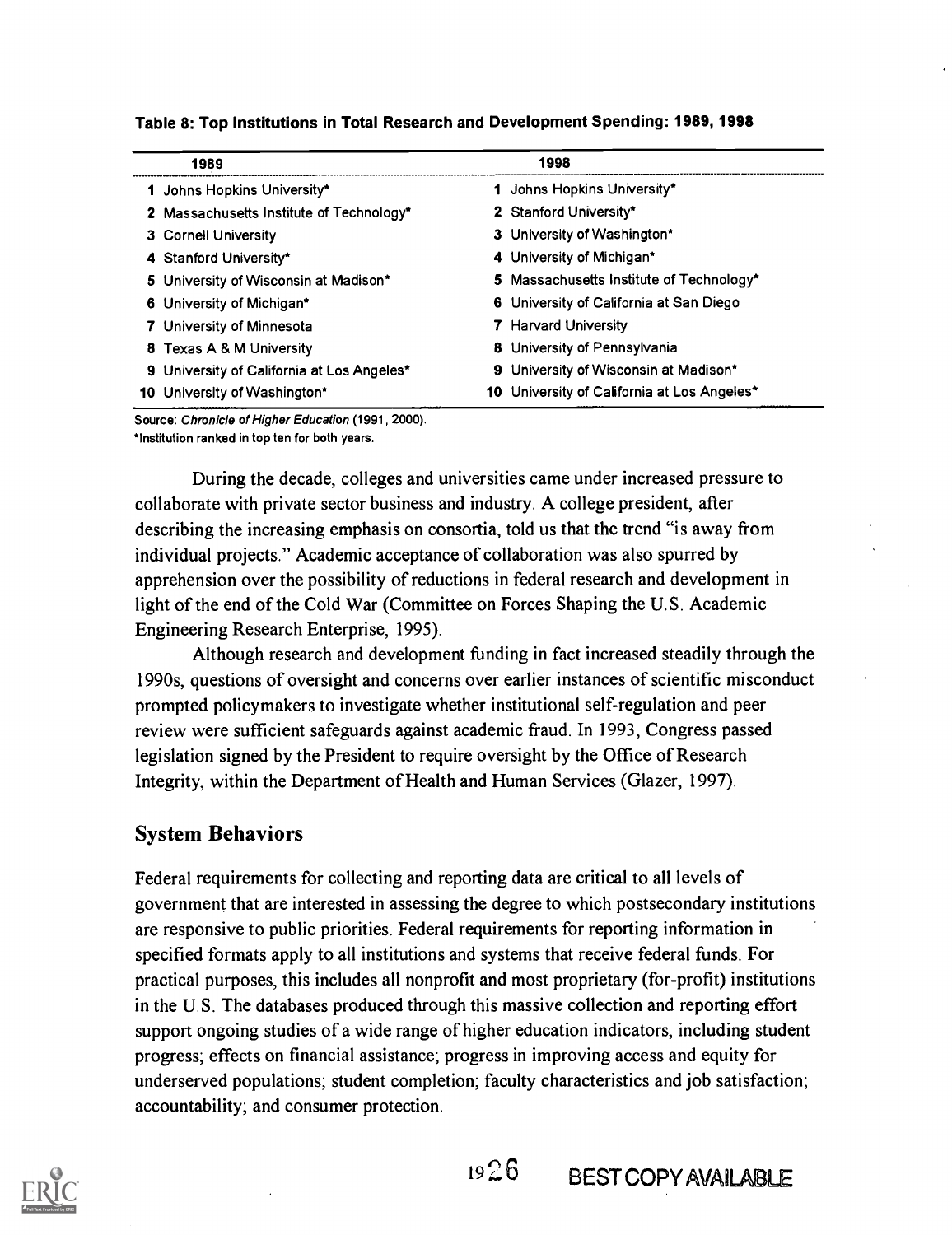**Table 8: Top Institutions in Total Research and Development Spending: 1989, 1998**

| 1989 | 1998 |
|---|---|
| 1 Johns Hopkins University* | 1 Johns Hopkins University* |
| 2 Massachusetts Institute of Technology* | 2 Stanford University* |
| 3 Cornell University | 3 University of Washington* |
| 4 Stanford University* | 4 University of Michigan* |
| 5 University of Wisconsin at Madison* | 5 Massachusetts Institute of Technology* |
| 6 University of Michigan* | 6 University of California at San Diego |
| 7 University of Minnesota | 7 Harvard University |
| 8 Texas A & M University | 8 University of Pennsylvania |
| 9 University of California at Los Angeles* | 9 University of Wisconsin at Madison* |
| 10 University of Washington* | 10 University of California at Los Angeles* |

Source: *Chronicle of Higher Education* (1991, 2000).
*Institution ranked in top ten for both years.

During the decade, colleges and universities came under increased pressure to collaborate with private sector business and industry. A college president, after describing the increasing emphasis on consortia, told us that the trend "is away from individual projects." Academic acceptance of collaboration was also spurred by apprehension over the possibility of reductions in federal research and development in light of the end of the Cold War (Committee on Forces Shaping the U.S. Academic Engineering Research Enterprise, 1995).

Although research and development funding in fact increased steadily through the 1990s, questions of oversight and concerns over earlier instances of scientific misconduct prompted policymakers to investigate whether institutional self-regulation and peer review were sufficient safeguards against academic fraud. In 1993, Congress passed legislation signed by the President to require oversight by the Office of Research Integrity, within the Department of Health and Human Services (Glazer, 1997).

## System Behaviors

Federal requirements for collecting and reporting data are critical to all levels of government that are interested in assessing the degree to which postsecondary institutions are responsive to public priorities. Federal requirements for reporting information in specified formats apply to all institutions and systems that receive federal funds. For practical purposes, this includes all nonprofit and most proprietary (for-profit) institutions in the U.S. The databases produced through this massive collection and reporting effort support ongoing studies of a wide range of higher education indicators, including student progress; effects on financial assistance; progress in improving access and equity for underserved populations; student completion; faculty characteristics and job satisfaction; accountability; and consumer protection.

BEST COPY AVAILABLE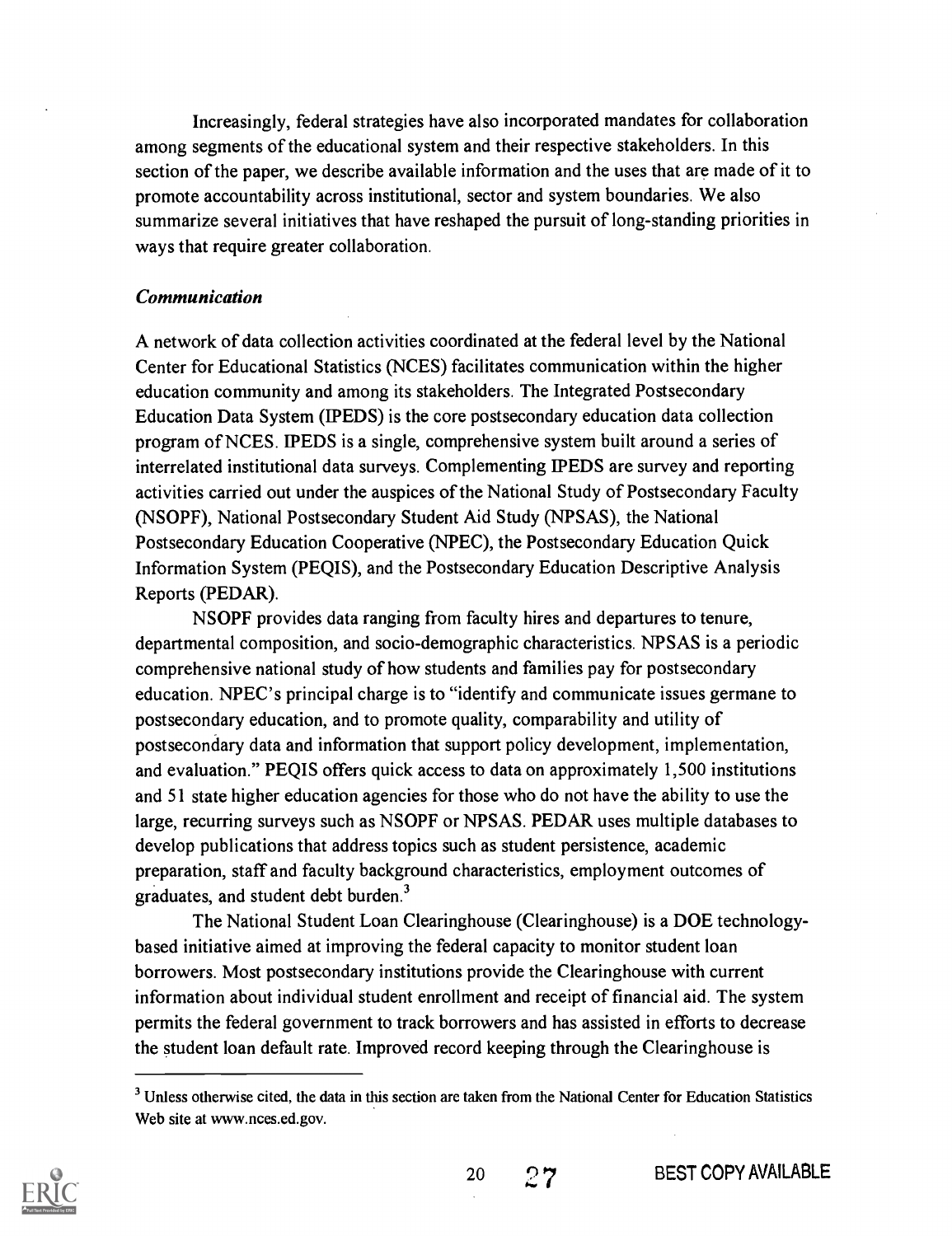Increasingly, federal strategies have also incorporated mandates for collaboration among segments of the educational system and their respective stakeholders. In this section of the paper, we describe available information and the uses that are made of it to promote accountability across institutional, sector and system boundaries. We also summarize several initiatives that have reshaped the pursuit of long-standing priorities in ways that require greater collaboration.

### *Communication*

A network of data collection activities coordinated at the federal level by the National Center for Educational Statistics (NCES) facilitates communication within the higher education community and among its stakeholders. The Integrated Postsecondary Education Data System (IPEDS) is the core postsecondary education data collection program of NCES. IPEDS is a single, comprehensive system built around a series of interrelated institutional data surveys. Complementing IPEDS are survey and reporting activities carried out under the auspices of the National Study of Postsecondary Faculty (NSOPF), National Postsecondary Student Aid Study (NPSAS), the National Postsecondary Education Cooperative (NPEC), the Postsecondary Education Quick Information System (PEQIS), and the Postsecondary Education Descriptive Analysis Reports (PEDAR).

NSOPF provides data ranging from faculty hires and departures to tenure, departmental composition, and socio-demographic characteristics. NPSAS is a periodic comprehensive national study of how students and families pay for postsecondary education. NPEC's principal charge is to "identify and communicate issues germane to postsecondary education, and to promote quality, comparability and utility of postsecondary data and information that support policy development, implementation, and evaluation." PEQIS offers quick access to data on approximately 1,500 institutions and 51 state higher education agencies for those who do not have the ability to use the large, recurring surveys such as NSOPF or NPSAS. PEDAR uses multiple databases to develop publications that address topics such as student persistence, academic preparation, staff and faculty background characteristics, employment outcomes of graduates, and student debt burden.[3]

The National Student Loan Clearinghouse (Clearinghouse) is a DOE technology-based initiative aimed at improving the federal capacity to monitor student loan borrowers. Most postsecondary institutions provide the Clearinghouse with current information about individual student enrollment and receipt of financial aid. The system permits the federal government to track borrowers and has assisted in efforts to decrease the student loan default rate. Improved record keeping through the Clearinghouse is

[3] Unless otherwise cited, the data in this section are taken from the National Center for Education Statistics Web site at www.nces.ed.gov.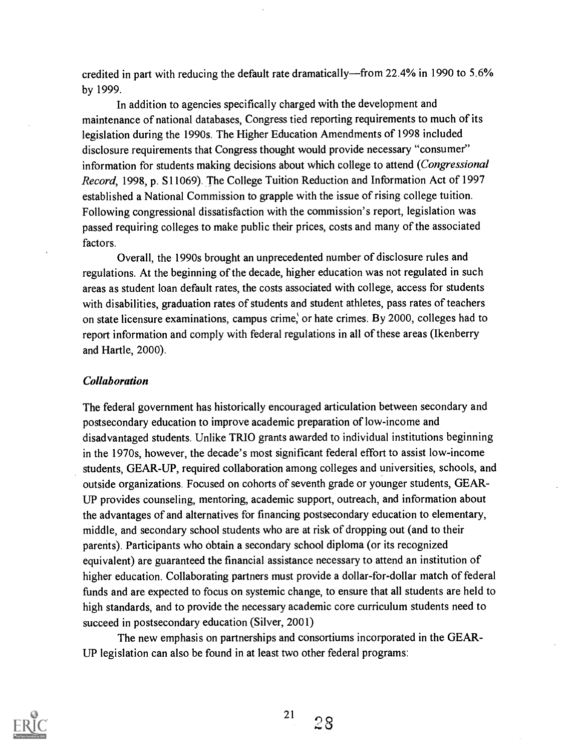credited in part with reducing the default rate dramatically—from 22.4% in 1990 to 5.6% by 1999.

In addition to agencies specifically charged with the development and maintenance of national databases, Congress tied reporting requirements to much of its legislation during the 1990s. The Higher Education Amendments of 1998 included disclosure requirements that Congress thought would provide necessary "consumer" information for students making decisions about which college to attend (*Congressional Record*, 1998, p. S11069). The College Tuition Reduction and Information Act of 1997 established a National Commission to grapple with the issue of rising college tuition. Following congressional dissatisfaction with the commission's report, legislation was passed requiring colleges to make public their prices, costs and many of the associated factors.

Overall, the 1990s brought an unprecedented number of disclosure rules and regulations. At the beginning of the decade, higher education was not regulated in such areas as student loan default rates, the costs associated with college, access for students with disabilities, graduation rates of students and student athletes, pass rates of teachers on state licensure examinations, campus crime, or hate crimes. By 2000, colleges had to report information and comply with federal regulations in all of these areas (Ikenberry and Hartle, 2000).

### *Collaboration*

The federal government has historically encouraged articulation between secondary and postsecondary education to improve academic preparation of low-income and disadvantaged students. Unlike TRIO grants awarded to individual institutions beginning in the 1970s, however, the decade's most significant federal effort to assist low-income students, GEAR-UP, required collaboration among colleges and universities, schools, and outside organizations. Focused on cohorts of seventh grade or younger students, GEAR-UP provides counseling, mentoring, academic support, outreach, and information about the advantages of and alternatives for financing postsecondary education to elementary, middle, and secondary school students who are at risk of dropping out (and to their parents). Participants who obtain a secondary school diploma (or its recognized equivalent) are guaranteed the financial assistance necessary to attend an institution of higher education. Collaborating partners must provide a dollar-for-dollar match of federal funds and are expected to focus on systemic change, to ensure that all students are held to high standards, and to provide the necessary academic core curriculum students need to succeed in postsecondary education (Silver, 2001)

The new emphasis on partnerships and consortiums incorporated in the GEAR-UP legislation can also be found in at least two other federal programs: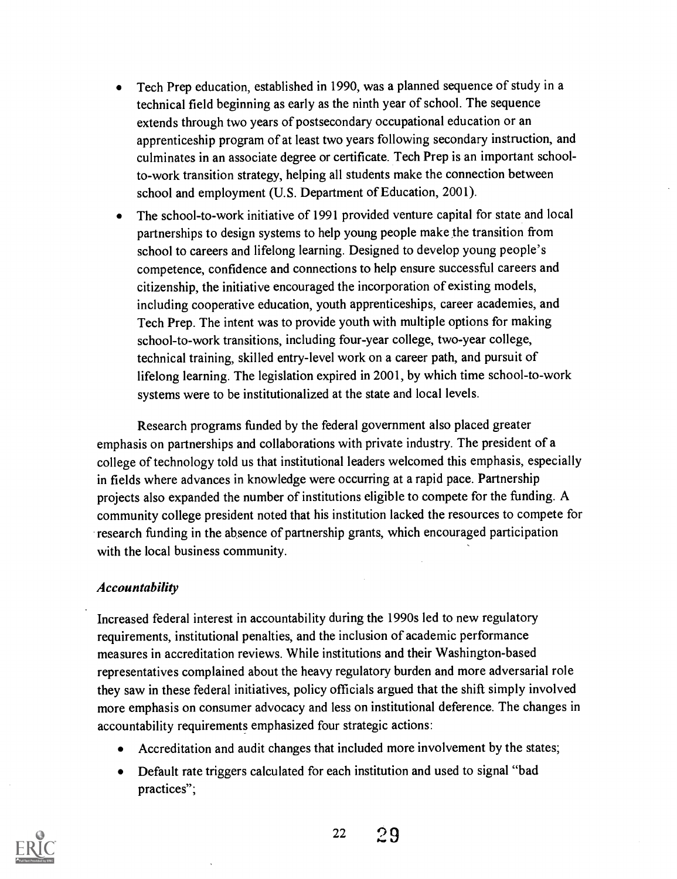- Tech Prep education, established in 1990, was a planned sequence of study in a technical field beginning as early as the ninth year of school. The sequence extends through two years of postsecondary occupational education or an apprenticeship program of at least two years following secondary instruction, and culminates in an associate degree or certificate. Tech Prep is an important school-to-work transition strategy, helping all students make the connection between school and employment (U.S. Department of Education, 2001).
- The school-to-work initiative of 1991 provided venture capital for state and local partnerships to design systems to help young people make the transition from school to careers and lifelong learning. Designed to develop young people's competence, confidence and connections to help ensure successful careers and citizenship, the initiative encouraged the incorporation of existing models, including cooperative education, youth apprenticeships, career academies, and Tech Prep. The intent was to provide youth with multiple options for making school-to-work transitions, including four-year college, two-year college, technical training, skilled entry-level work on a career path, and pursuit of lifelong learning. The legislation expired in 2001, by which time school-to-work systems were to be institutionalized at the state and local levels.

Research programs funded by the federal government also placed greater emphasis on partnerships and collaborations with private industry. The president of a college of technology told us that institutional leaders welcomed this emphasis, especially in fields where advances in knowledge were occurring at a rapid pace. Partnership projects also expanded the number of institutions eligible to compete for the funding. A community college president noted that his institution lacked the resources to compete for research funding in the absence of partnership grants, which encouraged participation with the local business community.

### *Accountability*

Increased federal interest in accountability during the 1990s led to new regulatory requirements, institutional penalties, and the inclusion of academic performance measures in accreditation reviews. While institutions and their Washington-based representatives complained about the heavy regulatory burden and more adversarial role they saw in these federal initiatives, policy officials argued that the shift simply involved more emphasis on consumer advocacy and less on institutional deference. The changes in accountability requirements emphasized four strategic actions:

- Accreditation and audit changes that included more involvement by the states;
- Default rate triggers calculated for each institution and used to signal "bad practices";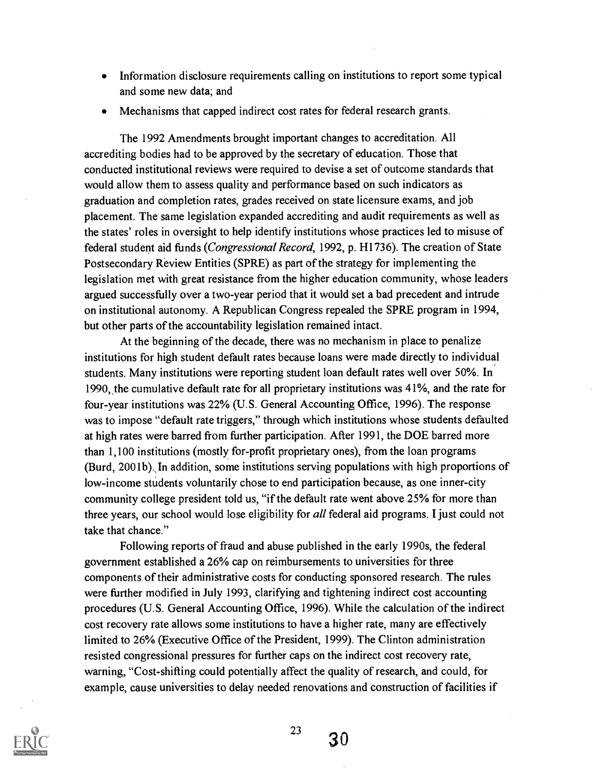- Information disclosure requirements calling on institutions to report some typical and some new data; and
- Mechanisms that capped indirect cost rates for federal research grants.

The 1992 Amendments brought important changes to accreditation. All accrediting bodies had to be approved by the secretary of education. Those that conducted institutional reviews were required to devise a set of outcome standards that would allow them to assess quality and performance based on such indicators as graduation and completion rates, grades received on state licensure exams, and job placement. The same legislation expanded accrediting and audit requirements as well as the states' roles in oversight to help identify institutions whose practices led to misuse of federal student aid funds (*Congressional Record*, 1992, p. H1736). The creation of State Postsecondary Review Entities (SPRE) as part of the strategy for implementing the legislation met with great resistance from the higher education community, whose leaders argued successfully over a two-year period that it would set a bad precedent and intrude on institutional autonomy. A Republican Congress repealed the SPRE program in 1994, but other parts of the accountability legislation remained intact.

At the beginning of the decade, there was no mechanism in place to penalize institutions for high student default rates because loans were made directly to individual students. Many institutions were reporting student loan default rates well over 50%. In 1990, the cumulative default rate for all proprietary institutions was 41%, and the rate for four-year institutions was 22% (U.S. General Accounting Office, 1996). The response was to impose "default rate triggers," through which institutions whose students defaulted at high rates were barred from further participation. After 1991, the DOE barred more than 1,100 institutions (mostly for-profit proprietary ones), from the loan programs (Burd, 2001b). In addition, some institutions serving populations with high proportions of low-income students voluntarily chose to end participation because, as one inner-city community college president told us, "if the default rate went above 25% for more than three years, our school would lose eligibility for *all* federal aid programs. I just could not take that chance."

Following reports of fraud and abuse published in the early 1990s, the federal government established a 26% cap on reimbursements to universities for three components of their administrative costs for conducting sponsored research. The rules were further modified in July 1993, clarifying and tightening indirect cost accounting procedures (U.S. General Accounting Office, 1996). While the calculation of the indirect cost recovery rate allows some institutions to have a higher rate, many are effectively limited to 26% (Executive Office of the President, 1999). The Clinton administration resisted congressional pressures for further caps on the indirect cost recovery rate, warning, "Cost-shifting could potentially affect the quality of research, and could, for example, cause universities to delay needed renovations and construction of facilities if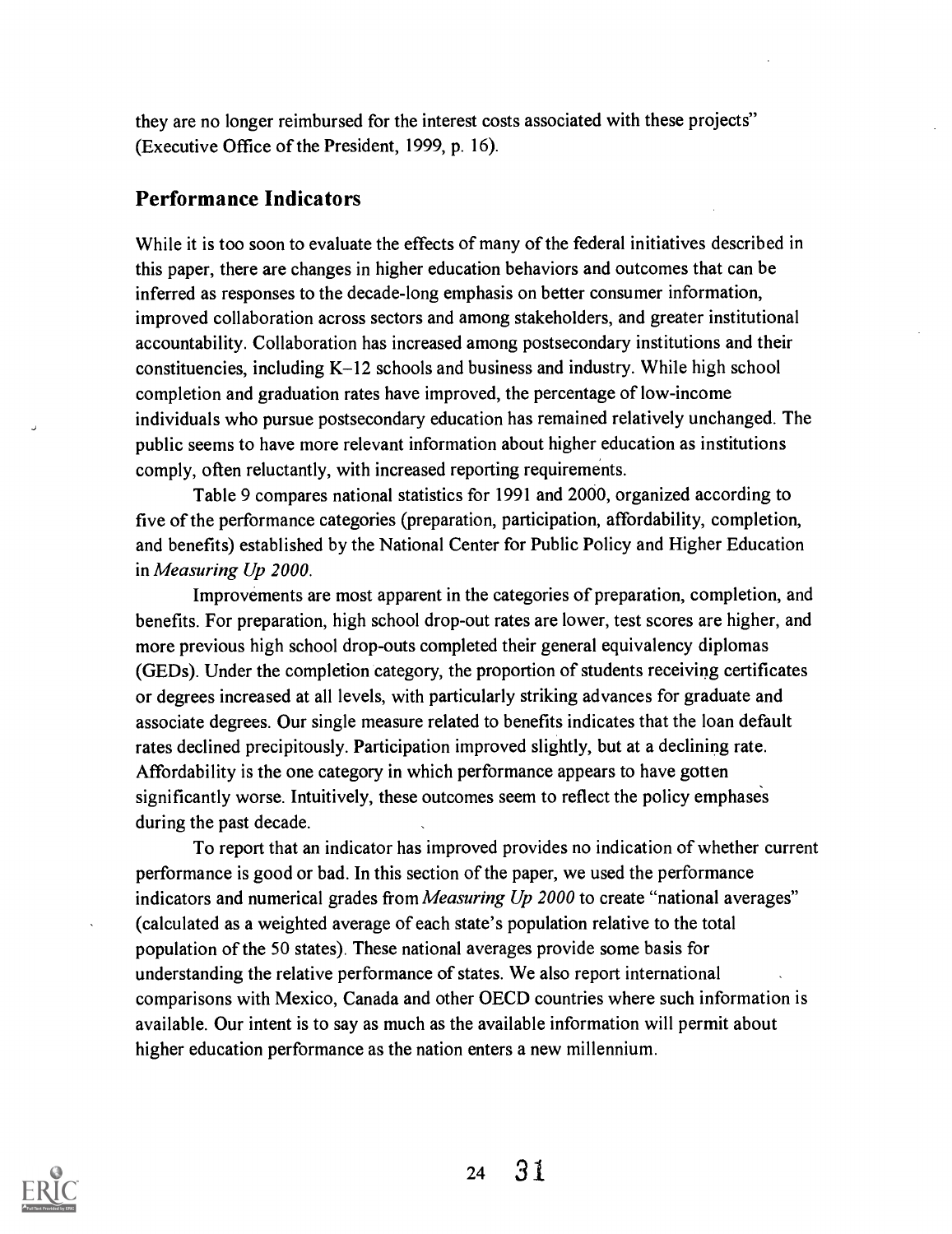they are no longer reimbursed for the interest costs associated with these projects" (Executive Office of the President, 1999, p. 16).

## Performance Indicators

While it is too soon to evaluate the effects of many of the federal initiatives described in this paper, there are changes in higher education behaviors and outcomes that can be inferred as responses to the decade-long emphasis on better consumer information, improved collaboration across sectors and among stakeholders, and greater institutional accountability. Collaboration has increased among postsecondary institutions and their constituencies, including K–12 schools and business and industry. While high school completion and graduation rates have improved, the percentage of low-income individuals who pursue postsecondary education has remained relatively unchanged. The public seems to have more relevant information about higher education as institutions comply, often reluctantly, with increased reporting requirements.

Table 9 compares national statistics for 1991 and 2000, organized according to five of the performance categories (preparation, participation, affordability, completion, and benefits) established by the National Center for Public Policy and Higher Education in *Measuring Up 2000*.

Improvements are most apparent in the categories of preparation, completion, and benefits. For preparation, high school drop-out rates are lower, test scores are higher, and more previous high school drop-outs completed their general equivalency diplomas (GEDs). Under the completion category, the proportion of students receiving certificates or degrees increased at all levels, with particularly striking advances for graduate and associate degrees. Our single measure related to benefits indicates that the loan default rates declined precipitously. Participation improved slightly, but at a declining rate. Affordability is the one category in which performance appears to have gotten significantly worse. Intuitively, these outcomes seem to reflect the policy emphases during the past decade.

To report that an indicator has improved provides no indication of whether current performance is good or bad. In this section of the paper, we used the performance indicators and numerical grades from *Measuring Up 2000* to create "national averages" (calculated as a weighted average of each state's population relative to the total population of the 50 states). These national averages provide some basis for understanding the relative performance of states. We also report international comparisons with Mexico, Canada and other OECD countries where such information is available. Our intent is to say as much as the available information will permit about higher education performance as the nation enters a new millennium.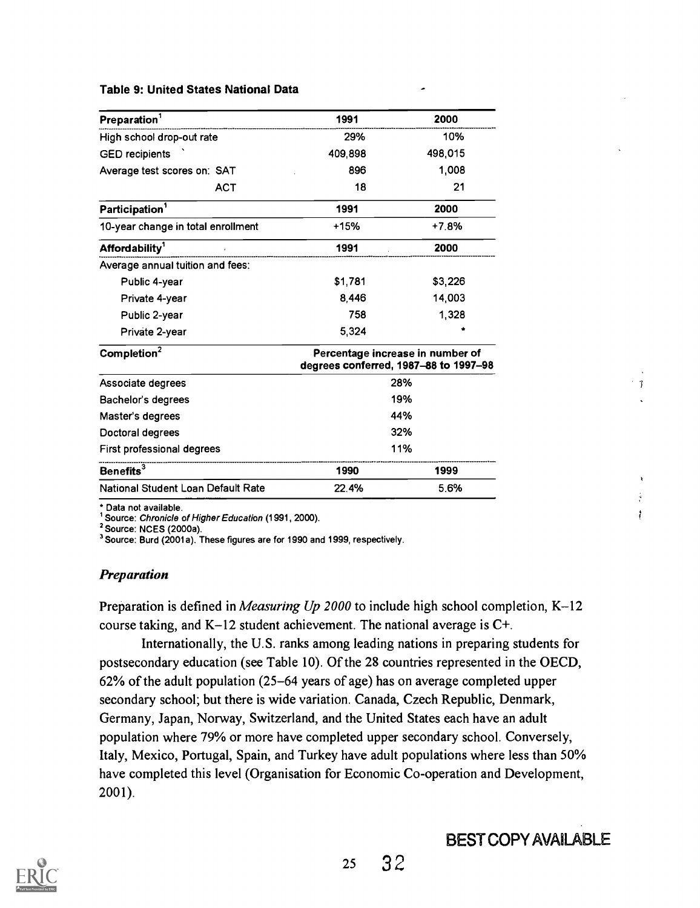**Table 9: United States National Data**

| Preparation[1] | 1991 | 2000 |
|---|---|---|
| High school drop-out rate | 29% | 10% |
| GED recipients | 409,898 | 498,015 |
| Average test scores on: SAT | 896 | 1,008 |
| ACT | 18 | 21 |
| **Participation[1]** | **1991** | **2000** |
| 10-year change in total enrollment | +15% | +7.8% |
| **Affordability[1]** | **1991** | **2000** |
| Average annual tuition and fees: | | |
| Public 4-year | $1,781 | $3,226 |
| Private 4-year | 8,446 | 14,003 |
| Public 2-year | 758 | 1,328 |
| Private 2-year | 5,324 | * |
| **Completion[2]** | **Percentage increase in number of degrees conferred, 1987–88 to 1997–98** | |
| Associate degrees | 28% | |
| Bachelor's degrees | 19% | |
| Master's degrees | 44% | |
| Doctoral degrees | 32% | |
| First professional degrees | 11% | |
| **Benefits[3]** | **1990** | **1999** |
| National Student Loan Default Rate | 22.4% | 5.6% |

* Data not available.
[1] Source: *Chronicle of Higher Education* (1991, 2000).
[2] Source: NCES (2000a).
[3] Source: Burd (2001a). These figures are for 1990 and 1999, respectively.

### *Preparation*

Preparation is defined in *Measuring Up 2000* to include high school completion, K–12 course taking, and K–12 student achievement. The national average is C+.

Internationally, the U.S. ranks among leading nations in preparing students for postsecondary education (see Table 10). Of the 28 countries represented in the OECD, 62% of the adult population (25–64 years of age) has on average completed upper secondary school; but there is wide variation. Canada, Czech Republic, Denmark, Germany, Japan, Norway, Switzerland, and the United States each have an adult population where 79% or more have completed upper secondary school. Conversely, Italy, Mexico, Portugal, Spain, and Turkey have adult populations where less than 50% have completed this level (Organisation for Economic Co-operation and Development, 2001).

BEST COPY AVAILABLE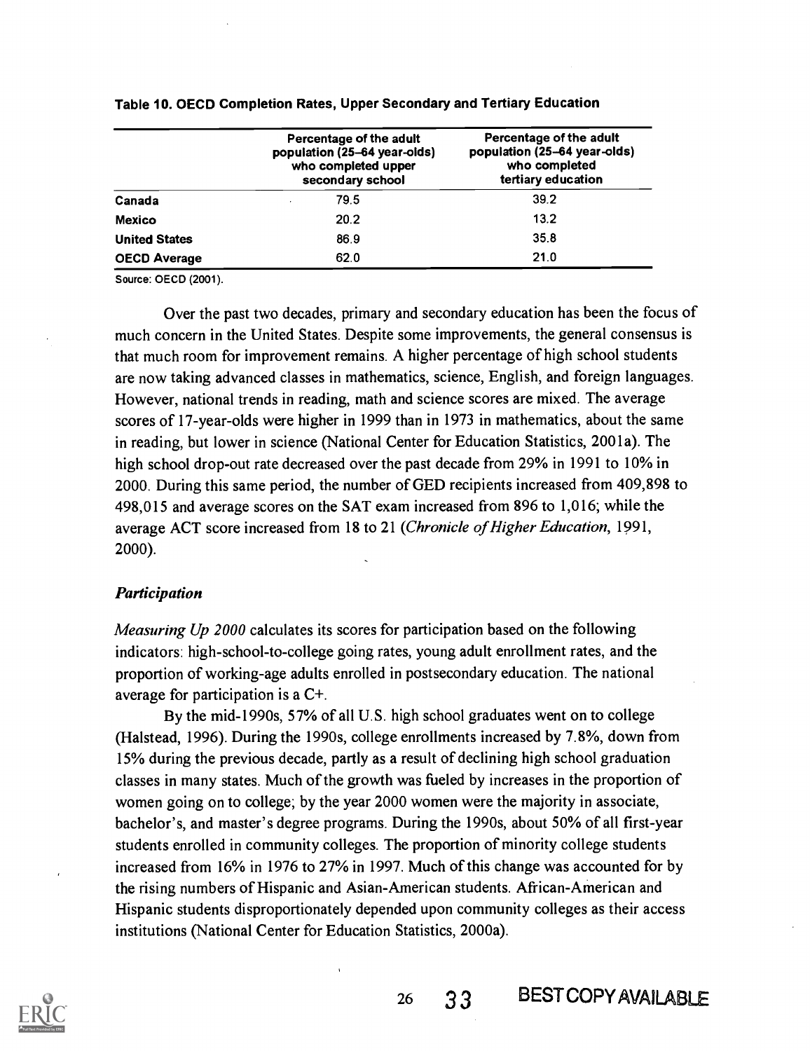**Table 10. OECD Completion Rates, Upper Secondary and Tertiary Education**

| | Percentage of the adult population (25–64 year-olds) who completed upper secondary school | Percentage of the adult population (25–64 year-olds) who completed tertiary education |
|---|---|---|
| **Canada** | 79.5 | 39.2 |
| **Mexico** | 20.2 | 13.2 |
| **United States** | 86.9 | 35.8 |
| **OECD Average** | 62.0 | 21.0 |

Source: OECD (2001).

Over the past two decades, primary and secondary education has been the focus of much concern in the United States. Despite some improvements, the general consensus is that much room for improvement remains. A higher percentage of high school students are now taking advanced classes in mathematics, science, English, and foreign languages. However, national trends in reading, math and science scores are mixed. The average scores of 17-year-olds were higher in 1999 than in 1973 in mathematics, about the same in reading, but lower in science (National Center for Education Statistics, 2001a). The high school drop-out rate decreased over the past decade from 29% in 1991 to 10% in 2000. During this same period, the number of GED recipients increased from 409,898 to 498,015 and average scores on the SAT exam increased from 896 to 1,016; while the average ACT score increased from 18 to 21 (*Chronicle of Higher Education*, 1991, 2000).

### *Participation*

*Measuring Up 2000* calculates its scores for participation based on the following indicators: high-school-to-college going rates, young adult enrollment rates, and the proportion of working-age adults enrolled in postsecondary education. The national average for participation is a C+.

By the mid-1990s, 57% of all U.S. high school graduates went on to college (Halstead, 1996). During the 1990s, college enrollments increased by 7.8%, down from 15% during the previous decade, partly as a result of declining high school graduation classes in many states. Much of the growth was fueled by increases in the proportion of women going on to college; by the year 2000 women were the majority in associate, bachelor's, and master's degree programs. During the 1990s, about 50% of all first-year students enrolled in community colleges. The proportion of minority college students increased from 16% in 1976 to 27% in 1997. Much of this change was accounted for by the rising numbers of Hispanic and Asian-American students. African-American and Hispanic students disproportionately depended upon community colleges as their access institutions (National Center for Education Statistics, 2000a).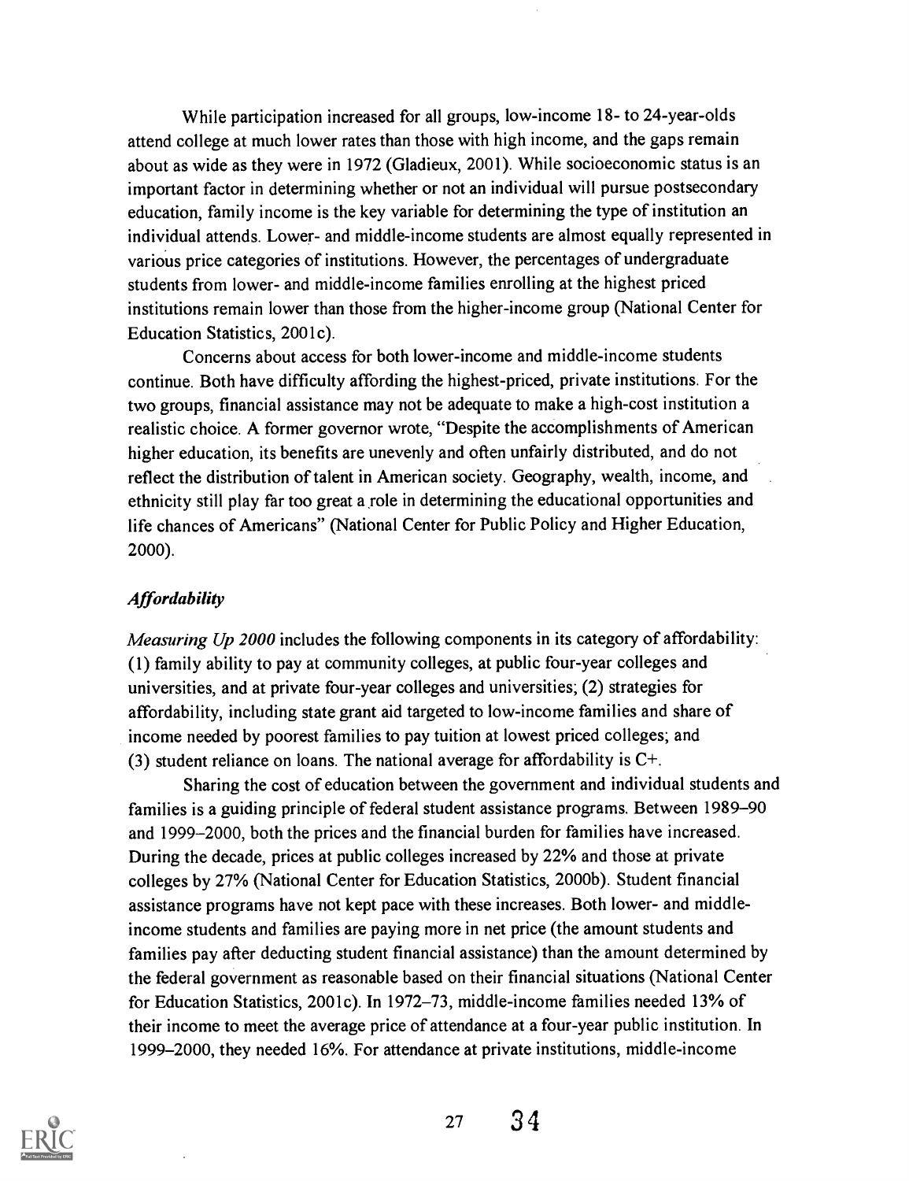While participation increased for all groups, low-income 18- to 24-year-olds attend college at much lower rates than those with high income, and the gaps remain about as wide as they were in 1972 (Gladieux, 2001). While socioeconomic status is an important factor in determining whether or not an individual will pursue postsecondary education, family income is the key variable for determining the type of institution an individual attends. Lower- and middle-income students are almost equally represented in various price categories of institutions. However, the percentages of undergraduate students from lower- and middle-income families enrolling at the highest priced institutions remain lower than those from the higher-income group (National Center for Education Statistics, 2001c).

Concerns about access for both lower-income and middle-income students continue. Both have difficulty affording the highest-priced, private institutions. For the two groups, financial assistance may not be adequate to make a high-cost institution a realistic choice. A former governor wrote, "Despite the accomplishments of American higher education, its benefits are unevenly and often unfairly distributed, and do not reflect the distribution of talent in American society. Geography, wealth, income, and ethnicity still play far too great a role in determining the educational opportunities and life chances of Americans" (National Center for Public Policy and Higher Education, 2000).

### *Affordability*

*Measuring Up 2000* includes the following components in its category of affordability: (1) family ability to pay at community colleges, at public four-year colleges and universities, and at private four-year colleges and universities; (2) strategies for affordability, including state grant aid targeted to low-income families and share of income needed by poorest families to pay tuition at lowest priced colleges; and (3) student reliance on loans. The national average for affordability is C+.

Sharing the cost of education between the government and individual students and families is a guiding principle of federal student assistance programs. Between 1989–90 and 1999–2000, both the prices and the financial burden for families have increased. During the decade, prices at public colleges increased by 22% and those at private colleges by 27% (National Center for Education Statistics, 2000b). Student financial assistance programs have not kept pace with these increases. Both lower- and middle-income students and families are paying more in net price (the amount students and families pay after deducting student financial assistance) than the amount determined by the federal government as reasonable based on their financial situations (National Center for Education Statistics, 2001c). In 1972–73, middle-income families needed 13% of their income to meet the average price of attendance at a four-year public institution. In 1999–2000, they needed 16%. For attendance at private institutions, middle-income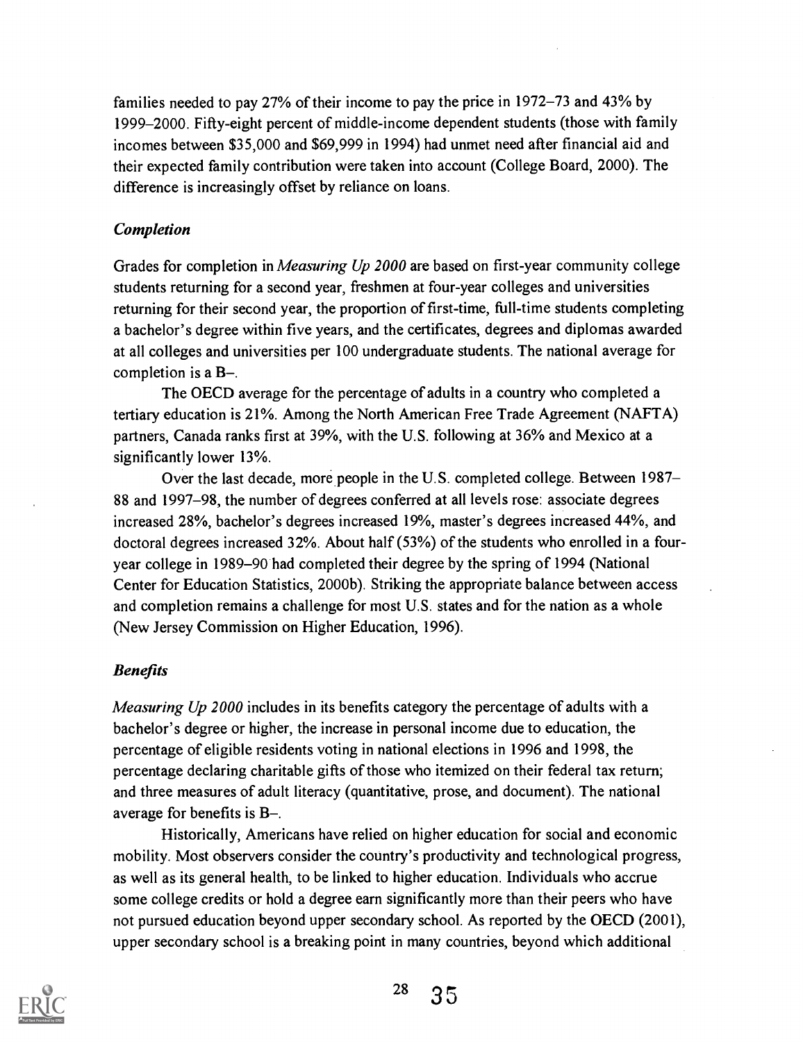families needed to pay 27% of their income to pay the price in 1972–73 and 43% by 1999–2000. Fifty-eight percent of middle-income dependent students (those with family incomes between $35,000 and $69,999 in 1994) had unmet need after financial aid and their expected family contribution were taken into account (College Board, 2000). The difference is increasingly offset by reliance on loans.

### *Completion*

Grades for completion in *Measuring Up 2000* are based on first-year community college students returning for a second year, freshmen at four-year colleges and universities returning for their second year, the proportion of first-time, full-time students completing a bachelor's degree within five years, and the certificates, degrees and diplomas awarded at all colleges and universities per 100 undergraduate students. The national average for completion is a B–.

The OECD average for the percentage of adults in a country who completed a tertiary education is 21%. Among the North American Free Trade Agreement (NAFTA) partners, Canada ranks first at 39%, with the U.S. following at 36% and Mexico at a significantly lower 13%.

Over the last decade, more people in the U.S. completed college. Between 1987–88 and 1997–98, the number of degrees conferred at all levels rose: associate degrees increased 28%, bachelor's degrees increased 19%, master's degrees increased 44%, and doctoral degrees increased 32%. About half (53%) of the students who enrolled in a four-year college in 1989–90 had completed their degree by the spring of 1994 (National Center for Education Statistics, 2000b). Striking the appropriate balance between access and completion remains a challenge for most U.S. states and for the nation as a whole (New Jersey Commission on Higher Education, 1996).

### *Benefits*

*Measuring Up 2000* includes in its benefits category the percentage of adults with a bachelor's degree or higher, the increase in personal income due to education, the percentage of eligible residents voting in national elections in 1996 and 1998, the percentage declaring charitable gifts of those who itemized on their federal tax return; and three measures of adult literacy (quantitative, prose, and document). The national average for benefits is B–.

Historically, Americans have relied on higher education for social and economic mobility. Most observers consider the country's productivity and technological progress, as well as its general health, to be linked to higher education. Individuals who accrue some college credits or hold a degree earn significantly more than their peers who have not pursued education beyond upper secondary school. As reported by the OECD (2001), upper secondary school is a breaking point in many countries, beyond which additional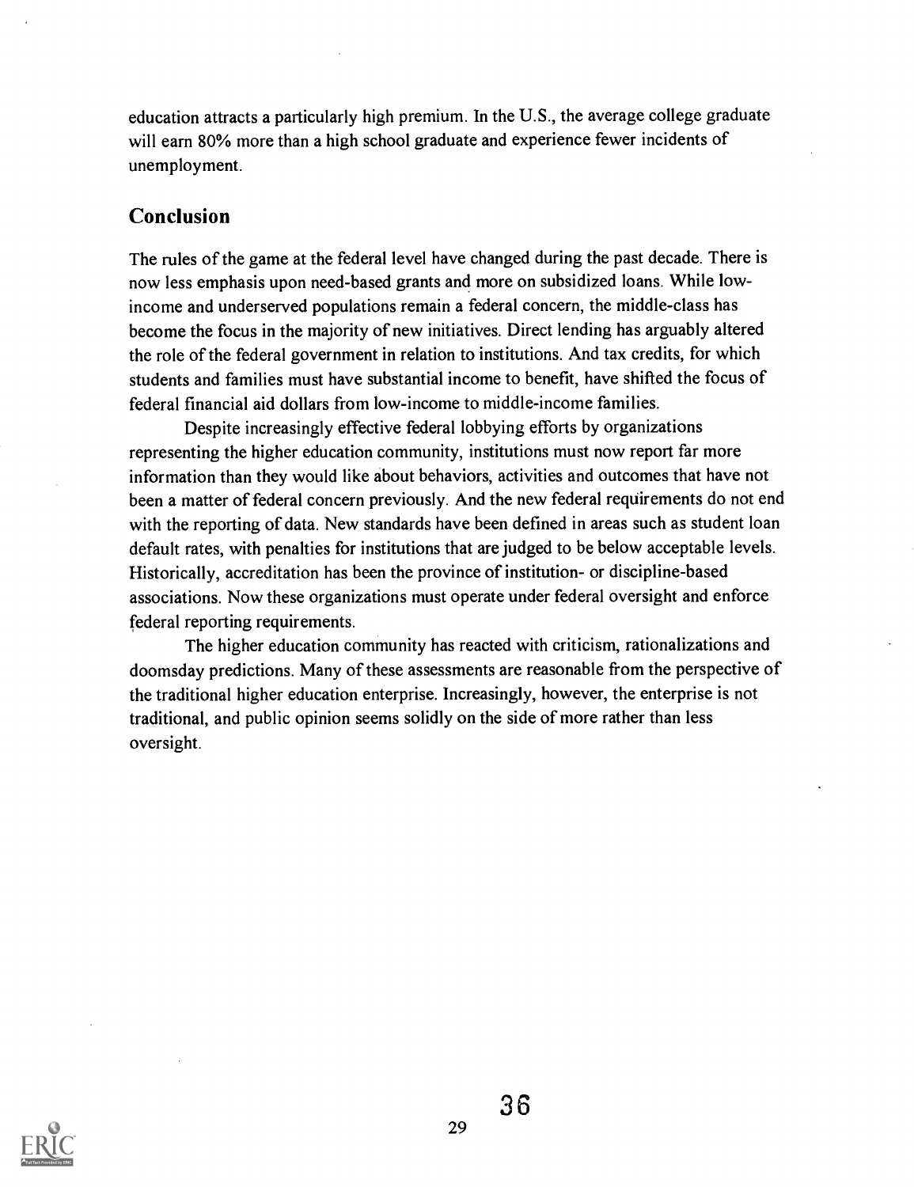education attracts a particularly high premium. In the U.S., the average college graduate will earn 80% more than a high school graduate and experience fewer incidents of unemployment.

## Conclusion

The rules of the game at the federal level have changed during the past decade. There is now less emphasis upon need-based grants and more on subsidized loans. While low-income and underserved populations remain a federal concern, the middle-class has become the focus in the majority of new initiatives. Direct lending has arguably altered the role of the federal government in relation to institutions. And tax credits, for which students and families must have substantial income to benefit, have shifted the focus of federal financial aid dollars from low-income to middle-income families.

Despite increasingly effective federal lobbying efforts by organizations representing the higher education community, institutions must now report far more information than they would like about behaviors, activities and outcomes that have not been a matter of federal concern previously. And the new federal requirements do not end with the reporting of data. New standards have been defined in areas such as student loan default rates, with penalties for institutions that are judged to be below acceptable levels. Historically, accreditation has been the province of institution- or discipline-based associations. Now these organizations must operate under federal oversight and enforce federal reporting requirements.

The higher education community has reacted with criticism, rationalizations and doomsday predictions. Many of these assessments are reasonable from the perspective of the traditional higher education enterprise. Increasingly, however, the enterprise is not traditional, and public opinion seems solidly on the side of more rather than less oversight.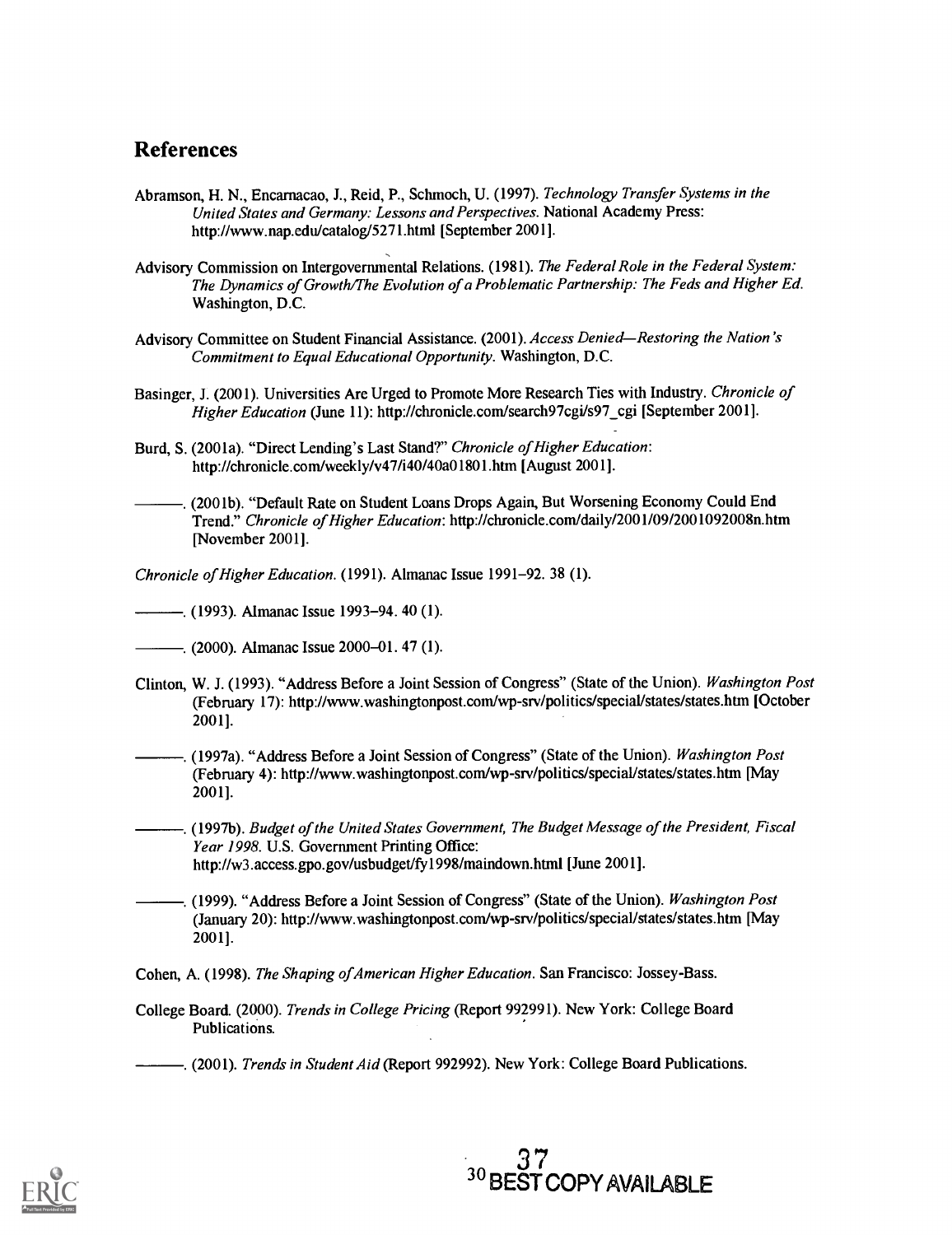## References

Abramson, H. N., Encarnacao, J., Reid, P., Schmoch, U. (1997). *Technology Transfer Systems in the United States and Germany: Lessons and Perspectives*. National Academy Press: http://www.nap.edu/catalog/5271.html [September 2001].

Advisory Commission on Intergovernmental Relations. (1981). *The Federal Role in the Federal System: The Dynamics of Growth/The Evolution of a Problematic Partnership: The Feds and Higher Ed.* Washington, D.C.

Advisory Committee on Student Financial Assistance. (2001). *Access Denied—Restoring the Nation's Commitment to Equal Educational Opportunity*. Washington, D.C.

Basinger, J. (2001). Universities Are Urged to Promote More Research Ties with Industry. *Chronicle of Higher Education* (June 11): http://chronicle.com/search97cgi/s97_cgi [September 2001].

Burd, S. (2001a). "Direct Lending's Last Stand?" *Chronicle of Higher Education*: http://chronicle.com/weekly/v47/i40/40a01801.htm [August 2001].

———. (2001b). "Default Rate on Student Loans Drops Again, But Worsening Economy Could End Trend." *Chronicle of Higher Education*: http://chronicle.com/daily/2001/09/2001092008n.htm [November 2001].

*Chronicle of Higher Education*. (1991). Almanac Issue 1991–92. 38 (1).

———. (1993). Almanac Issue 1993–94. 40 (1).

———. (2000). Almanac Issue 2000–01. 47 (1).

Clinton, W. J. (1993). "Address Before a Joint Session of Congress" (State of the Union). *Washington Post* (February 17): http://www.washingtonpost.com/wp-srv/politics/special/states/states.htm [October 2001].

———. (1997a). "Address Before a Joint Session of Congress" (State of the Union). *Washington Post* (February 4): http://www.washingtonpost.com/wp-srv/politics/special/states/states.htm [May 2001].

———. (1997b). *Budget of the United States Government, The Budget Message of the President, Fiscal Year 1998*. U.S. Government Printing Office: http://w3.access.gpo.gov/usbudget/fy1998/maindown.html [June 2001].

———. (1999). "Address Before a Joint Session of Congress" (State of the Union). *Washington Post* (January 20): http://www.washingtonpost.com/wp-srv/politics/special/states/states.htm [May 2001].

Cohen, A. (1998). *The Shaping of American Higher Education*. San Francisco: Jossey-Bass.

College Board. (2000). *Trends in College Pricing* (Report 992991). New York: College Board Publications.

———. (2001). *Trends in Student Aid* (Report 992992). New York: College Board Publications.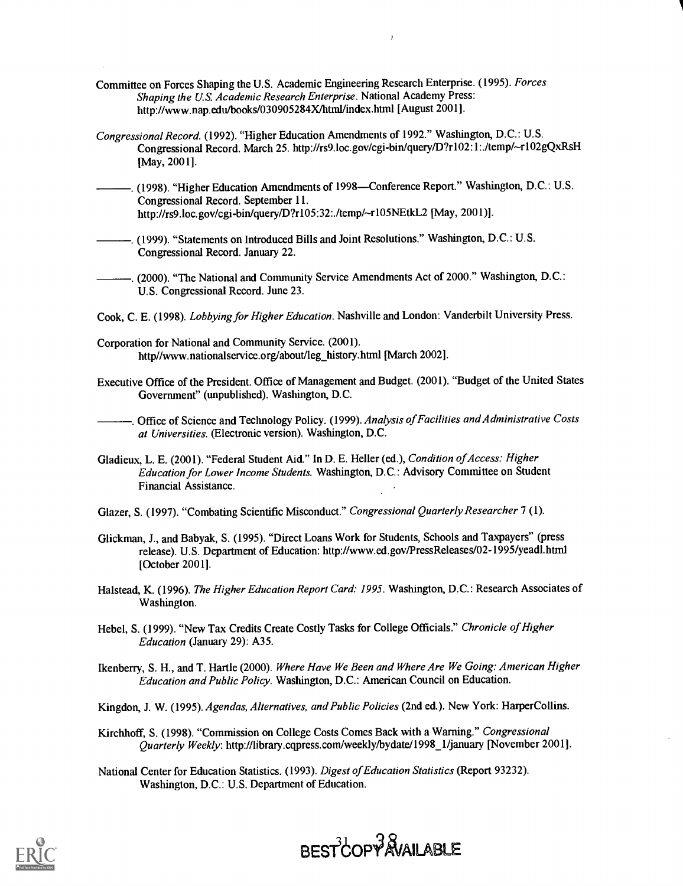Committee on Forces Shaping the U.S. Academic Engineering Research Enterprise. (1995). *Forces Shaping the U.S. Academic Research Enterprise*. National Academy Press: http://www.nap.edu/books/030905284X/html/index.html [August 2001].

*Congressional Record*. (1992). "Higher Education Amendments of 1992." Washington, D.C.: U.S. Congressional Record. March 25. http://rs9.loc.gov/cgi-bin/query/D?r102:1:./temp/~r102gQxRsH [May, 2001].

———. (1998). "Higher Education Amendments of 1998—Conference Report." Washington, D.C.: U.S. Congressional Record. September 11. http://rs9.loc.gov/cgi-bin/query/D?r105:32:./temp/~r105NEtkL2 [May, 2001)].

———. (1999). "Statements on Introduced Bills and Joint Resolutions." Washington, D.C.: U.S. Congressional Record. January 22.

———. (2000). "The National and Community Service Amendments Act of 2000." Washington, D.C.: U.S. Congressional Record. June 23.

Cook, C. E. (1998). *Lobbying for Higher Education*. Nashville and London: Vanderbilt University Press.

Corporation for National and Community Service. (2001). http//www.nationalservice.org/about/leg_history.html [March 2002].

Executive Office of the President. Office of Management and Budget. (2001). "Budget of the United States Government" (unpublished). Washington, D.C.

———. Office of Science and Technology Policy. (1999). *Analysis of Facilities and Administrative Costs at Universities*. (Electronic version). Washington, D.C.

Gladieux, L. E. (2001). "Federal Student Aid." In D. E. Heller (ed.), *Condition of Access: Higher Education for Lower Income Students*. Washington, D.C.: Advisory Committee on Student Financial Assistance.

Glazer, S. (1997). "Combating Scientific Misconduct." *Congressional Quarterly Researcher* 7 (1).

Glickman, J., and Babyak, S. (1995). "Direct Loans Work for Students, Schools and Taxpayers" (press release). U.S. Department of Education: http://www.ed.gov/PressReleases/02-1995/yeadl.html [October 2001].

Halstead, K. (1996). *The Higher Education Report Card: 1995*. Washington, D.C.: Research Associates of Washington.

Hebel, S. (1999). "New Tax Credits Create Costly Tasks for College Officials." *Chronicle of Higher Education* (January 29): A35.

Ikenberry, S. H., and T. Hartle (2000). *Where Have We Been and Where Are We Going: American Higher Education and Public Policy*. Washington, D.C.: American Council on Education.

Kingdon, J. W. (1995). *Agendas, Alternatives, and Public Policies* (2nd ed.). New York: HarperCollins.

Kirchhoff, S. (1998). "Commission on College Costs Comes Back with a Warning." *Congressional Quarterly Weekly*: http://library.cqpress.com/weekly/bydate/1998_1/january [November 2001].

National Center for Education Statistics. (1993). *Digest of Education Statistics* (Report 93232). Washington, D.C.: U.S. Department of Education.

BEST COPY AVAILABLE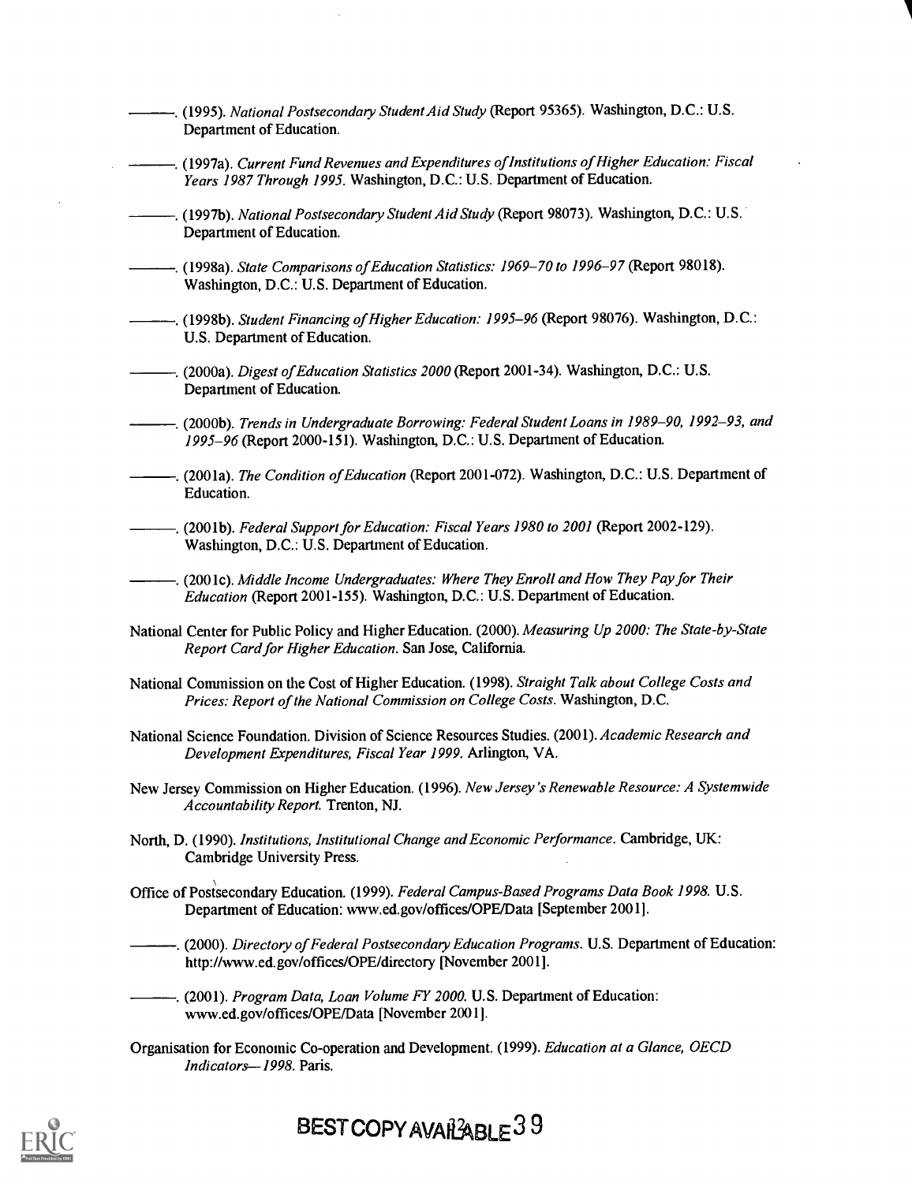———. (1995). *National Postsecondary Student Aid Study* (Report 95365). Washington, D.C.: U.S. Department of Education.

———. (1997a). *Current Fund Revenues and Expenditures of Institutions of Higher Education: Fiscal Years 1987 Through 1995.* Washington, D.C.: U.S. Department of Education.

———. (1997b). *National Postsecondary Student Aid Study* (Report 98073). Washington, D.C.: U.S. Department of Education.

———. (1998a). *State Comparisons of Education Statistics: 1969–70 to 1996–97* (Report 98018). Washington, D.C.: U.S. Department of Education.

———. (1998b). *Student Financing of Higher Education: 1995–96* (Report 98076). Washington, D.C.: U.S. Department of Education.

———. (2000a). *Digest of Education Statistics 2000* (Report 2001-34). Washington, D.C.: U.S. Department of Education.

———. (2000b). *Trends in Undergraduate Borrowing: Federal Student Loans in 1989–90, 1992–93, and 1995–96* (Report 2000-151). Washington, D.C.: U.S. Department of Education.

———. (2001a). *The Condition of Education* (Report 2001-072). Washington, D.C.: U.S. Department of Education.

———. (2001b). *Federal Support for Education: Fiscal Years 1980 to 2001* (Report 2002-129). Washington, D.C.: U.S. Department of Education.

———. (2001c). *Middle Income Undergraduates: Where They Enroll and How They Pay for Their Education* (Report 2001-155). Washington, D.C.: U.S. Department of Education.

National Center for Public Policy and Higher Education. (2000). *Measuring Up 2000: The State-by-State Report Card for Higher Education*. San Jose, California.

National Commission on the Cost of Higher Education. (1998). *Straight Talk about College Costs and Prices: Report of the National Commission on College Costs.* Washington, D.C.

National Science Foundation. Division of Science Resources Studies. (2001). *Academic Research and Development Expenditures, Fiscal Year 1999.* Arlington, VA.

New Jersey Commission on Higher Education. (1996). *New Jersey's Renewable Resource: A Systemwide Accountability Report.* Trenton, NJ.

North, D. (1990). *Institutions, Institutional Change and Economic Performance*. Cambridge, UK: Cambridge University Press.

Office of Postsecondary Education. (1999). *Federal Campus-Based Programs Data Book 1998.* U.S. Department of Education: www.ed.gov/offices/OPE/Data [September 2001].

———. (2000). *Directory of Federal Postsecondary Education Programs*. U.S. Department of Education: http://www.ed.gov/offices/OPE/directory [November 2001].

———. (2001). *Program Data, Loan Volume FY 2000.* U.S. Department of Education: www.ed.gov/offices/OPE/Data [November 2001].

Organisation for Economic Co-operation and Development. (1999). *Education at a Glance, OECD Indicators—1998*. Paris.

BEST COPY AVAILABLE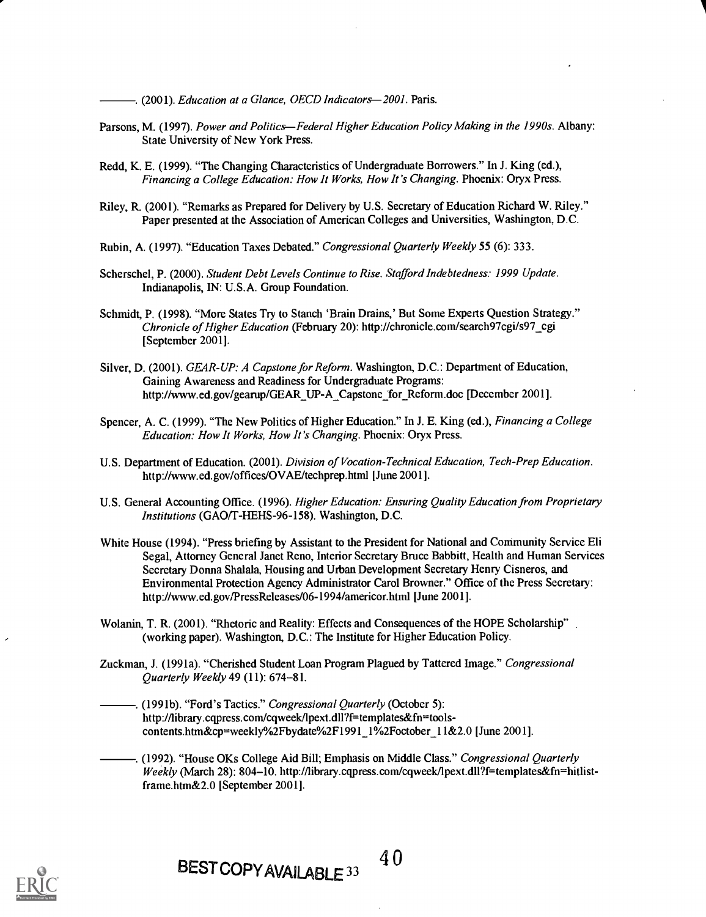———. (2001). *Education at a Glance, OECD Indicators—2001*. Paris.

Parsons, M. (1997). *Power and Politics—Federal Higher Education Policy Making in the 1990s*. Albany: State University of New York Press.

Redd, K. E. (1999). "The Changing Characteristics of Undergraduate Borrowers." In J. King (ed.), *Financing a College Education: How It Works, How It's Changing*. Phoenix: Oryx Press.

Riley, R. (2001). "Remarks as Prepared for Delivery by U.S. Secretary of Education Richard W. Riley." Paper presented at the Association of American Colleges and Universities, Washington, D.C.

Rubin, A. (1997). "Education Taxes Debated." *Congressional Quarterly Weekly* 55 (6): 333.

Scherschel, P. (2000). *Student Debt Levels Continue to Rise. Stafford Indebtedness: 1999 Update*. Indianapolis, IN: U.S.A. Group Foundation.

Schmidt, P. (1998). "More States Try to Stanch 'Brain Drains,' But Some Experts Question Strategy." *Chronicle of Higher Education* (February 20): http://chronicle.com/search97cgi/s97_cgi [September 2001].

Silver, D. (2001). *GEAR-UP: A Capstone for Reform*. Washington, D.C.: Department of Education, Gaining Awareness and Readiness for Undergraduate Programs: http://www.ed.gov/gearup/GEAR_UP-A_Capstone_for_Reform.doc [December 2001].

Spencer, A. C. (1999). "The New Politics of Higher Education." In J. E. King (ed.), *Financing a College Education: How It Works, How It's Changing*. Phoenix: Oryx Press.

U.S. Department of Education. (2001). *Division of Vocation-Technical Education, Tech-Prep Education*. http://www.ed.gov/offices/OVAE/techprep.html [June 2001].

U.S. General Accounting Office. (1996). *Higher Education: Ensuring Quality Education from Proprietary Institutions* (GAO/T-HEHS-96-158). Washington, D.C.

White House (1994). "Press briefing by Assistant to the President for National and Community Service Eli Segal, Attorney General Janet Reno, Interior Secretary Bruce Babbitt, Health and Human Services Secretary Donna Shalala, Housing and Urban Development Secretary Henry Cisneros, and Environmental Protection Agency Administrator Carol Browner." Office of the Press Secretary: http://www.ed.gov/PressReleases/06-1994/americor.html [June 2001].

Wolanin, T. R. (2001). "Rhetoric and Reality: Effects and Consequences of the HOPE Scholarship" (working paper). Washington, D.C.: The Institute for Higher Education Policy.

Zuckman, J. (1991a). "Cherished Student Loan Program Plagued by Tattered Image." *Congressional Quarterly Weekly* 49 (11): 674–81.

———. (1991b). "Ford's Tactics." *Congressional Quarterly* (October 5): http://library.cqpress.com/cqweek/lpext.dll?f=templates&fn=tools-contents.htm&cp=weekly%2Fbydate%2F1991_1%2Foctober_11&2.0 [June 2001].

———. (1992). "House OKs College Aid Bill; Emphasis on Middle Class." *Congressional Quarterly Weekly* (March 28): 804–10. http://library.cqpress.com/cqweek/lpext.dll?f=templates&fn=hitlist-frame.htm&2.0 [September 2001].

BEST COPY AVAILABLE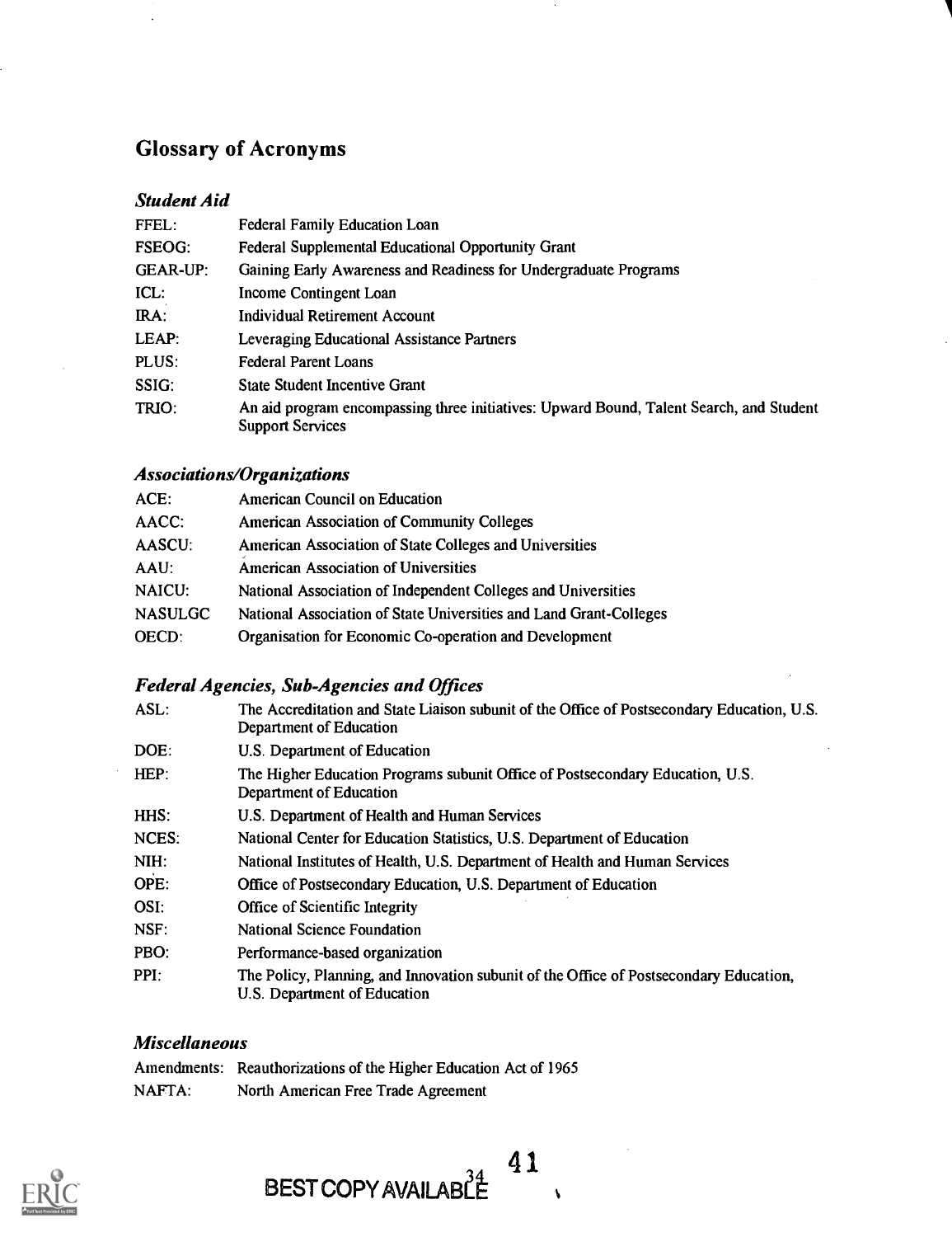# Glossary of Acronyms

### *Student Aid*

| | |
|---|---|
| FFEL: | Federal Family Education Loan |
| FSEOG: | Federal Supplemental Educational Opportunity Grant |
| GEAR-UP: | Gaining Early Awareness and Readiness for Undergraduate Programs |
| ICL: | Income Contingent Loan |
| IRA: | Individual Retirement Account |
| LEAP: | Leveraging Educational Assistance Partners |
| PLUS: | Federal Parent Loans |
| SSIG: | State Student Incentive Grant |
| TRIO: | An aid program encompassing three initiatives: Upward Bound, Talent Search, and Student Support Services |

### *Associations/Organizations*

| | |
|---|---|
| ACE: | American Council on Education |
| AACC: | American Association of Community Colleges |
| AASCU: | American Association of State Colleges and Universities |
| AAU: | American Association of Universities |
| NAICU: | National Association of Independent Colleges and Universities |
| NASULGC | National Association of State Universities and Land Grant-Colleges |
| OECD: | Organisation for Economic Co-operation and Development |

### *Federal Agencies, Sub-Agencies and Offices*

| | |
|---|---|
| ASL: | The Accreditation and State Liaison subunit of the Office of Postsecondary Education, U.S. Department of Education |
| DOE: | U.S. Department of Education |
| HEP: | The Higher Education Programs subunit Office of Postsecondary Education, U.S. Department of Education |
| HHS: | U.S. Department of Health and Human Services |
| NCES: | National Center for Education Statistics, U.S. Department of Education |
| NIH: | National Institutes of Health, U.S. Department of Health and Human Services |
| OPE: | Office of Postsecondary Education, U.S. Department of Education |
| OSI: | Office of Scientific Integrity |
| NSF: | National Science Foundation |
| PBO: | Performance-based organization |
| PPI: | The Policy, Planning, and Innovation subunit of the Office of Postsecondary Education, U.S. Department of Education |

### *Miscellaneous*

| | |
|---|---|
| Amendments: | Reauthorizations of the Higher Education Act of 1965 |
| NAFTA: | North American Free Trade Agreement |

BEST COPY AVAILABLE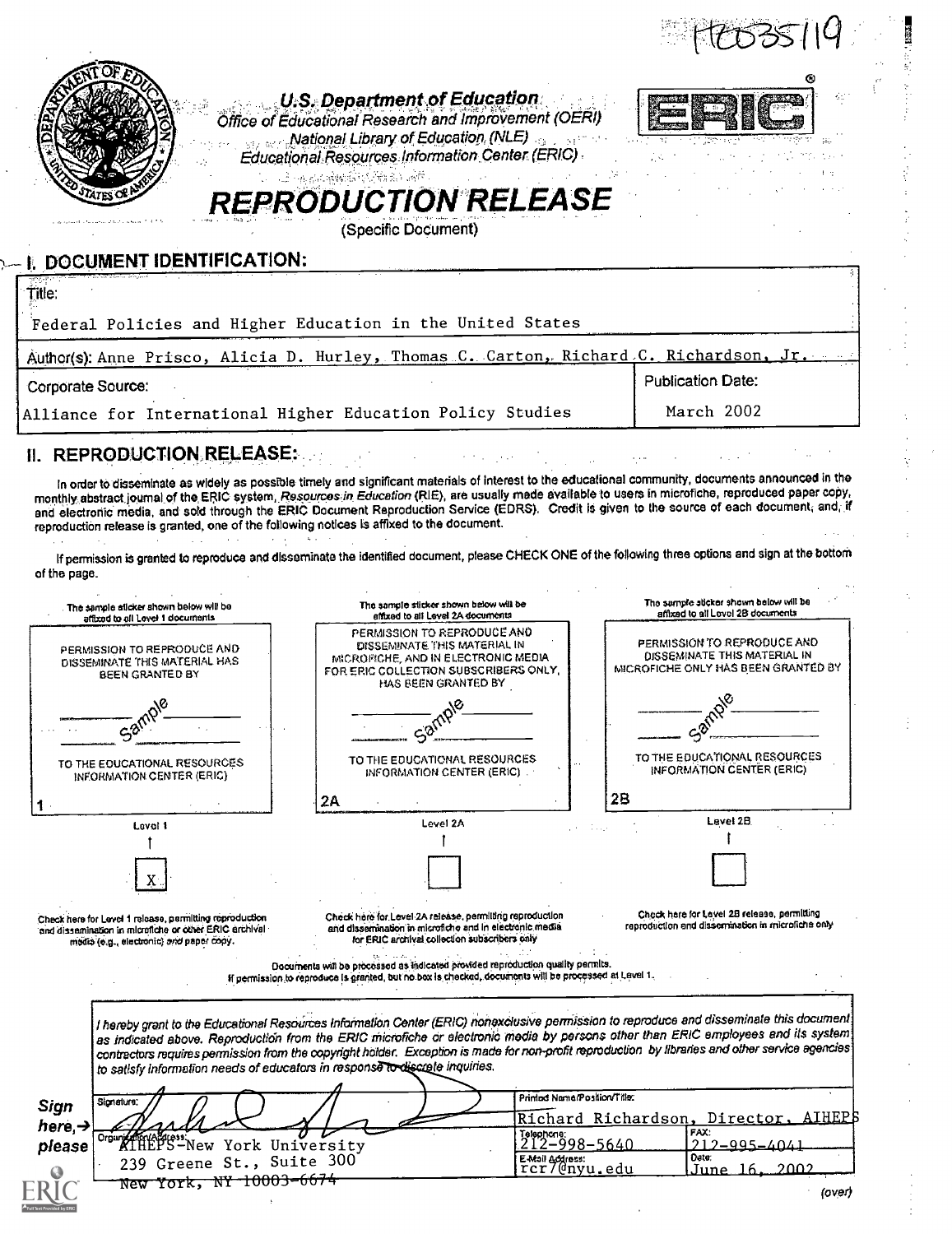HE035119

U.S. Department of Education
Office of Educational Research and Improvement (OERI)
National Library of Education (NLE)
Educational Resources Information Center (ERIC)

ERIC®

# REPRODUCTION RELEASE

(Specific Document)

## I. DOCUMENT IDENTIFICATION:

| Title: | |
|---|---|
| Federal Policies and Higher Education in the United States | |
| Author(s): Anne Prisco, Alicia D. Hurley, Thomas C. Carton, Richard C. Richardson, Jr. | |
| Corporate Source: Alliance for International Higher Education Policy Studies | Publication Date: March 2002 |

## II. REPRODUCTION RELEASE:

In order to disseminate as widely as possible timely and significant materials of interest to the educational community, documents announced in the monthly abstract journal of the ERIC system, *Resources in Education* (RIE), are usually made available to users in microfiche, reproduced paper copy, and electronic media, and sold through the ERIC Document Reproduction Service (EDRS). Credit is given to the source of each document, and, if reproduction release is granted, one of the following notices is affixed to the document.

If permission is granted to reproduce and disseminate the identified document, please CHECK ONE of the following three options and sign at the bottom of the page.

| The sample sticker shown below will be affixed to all Level 1 documents | The sample sticker shown below will be affixed to all Level 2A documents | The sample sticker shown below will be affixed to all Level 2B documents |
|---|---|---|
| PERMISSION TO REPRODUCE AND DISSEMINATE THIS MATERIAL HAS BEEN GRANTED BY<br>Sample<br>TO THE EDUCATIONAL RESOURCES INFORMATION CENTER (ERIC) | PERMISSION TO REPRODUCE AND DISSEMINATE THIS MATERIAL IN MICROFICHE, AND IN ELECTRONIC MEDIA FOR ERIC COLLECTION SUBSCRIBERS ONLY, HAS BEEN GRANTED BY<br>Sample<br>TO THE EDUCATIONAL RESOURCES INFORMATION CENTER (ERIC) | PERMISSION TO REPRODUCE AND DISSEMINATE THIS MATERIAL IN MICROFICHE ONLY HAS BEEN GRANTED BY<br>Sample<br>TO THE EDUCATIONAL RESOURCES INFORMATION CENTER (ERIC) |
| 1 | 2A | 2B |
| Level 1 | Level 2A | Level 2B |
| [X] | [ ] | [ ] |
| Check here for Level 1 release, permitting reproduction and dissemination in microfiche or other ERIC archival media (e.g., electronic) *and* paper copy. | Check here for Level 2A release, permitting reproduction and dissemination in microfiche and in electronic media for ERIC archival collection subscribers only | Check here for Level 2B release, permitting reproduction and dissemination in microfiche only |

Documents will be processed as indicated provided reproduction quality permits.
If permission to reproduce is granted, but no box is checked, documents will be processed at Level 1.

*I hereby grant to the Educational Resources Information Center (ERIC) nonexclusive permission to reproduce and disseminate this document as indicated above. Reproduction from the ERIC microfiche or electronic media by persons other than ERIC employees and its system contractors requires permission from the copyright holder. Exception is made for non-profit reproduction by libraries and other service agencies to satisfy information needs of educators in response to discrete inquiries.*

**Sign here,→ please**

| Signature: | Printed Name/Position/Title: Richard Richardson, Director, AIHEPS | |
|---|---|---|
| Organization/Address: AIHEPS-New York University<br>239 Greene St., Suite 300<br>New York, NY 10003-6674 | Telephone: 212-998-5640 | FAX: 212-995-4041 |
| | E-Mail Address: rcr7@nyu.edu | Date: June 16, 2002 |

(over)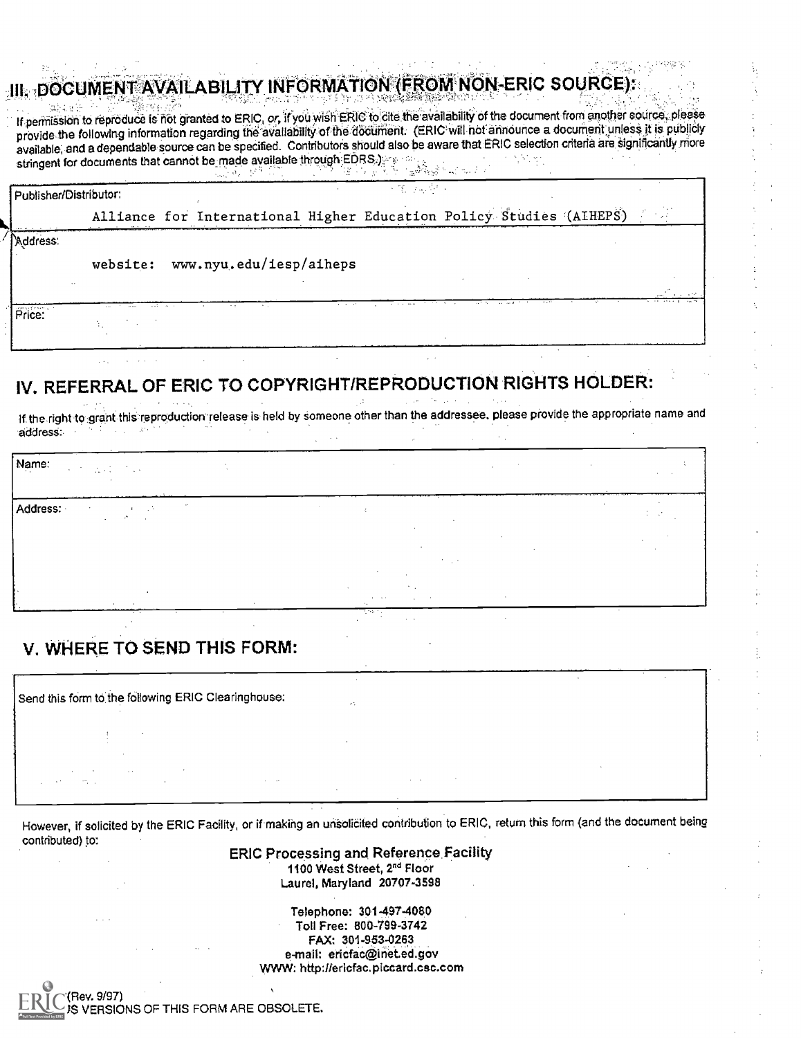## III. DOCUMENT AVAILABILITY INFORMATION (FROM NON-ERIC SOURCE):

If permission to reproduce is not granted to ERIC, *or*, if you wish ERIC to cite the availability of the document from another source, please provide the following information regarding the availability of the document. (ERIC will not announce a document unless it is publicly available, and a dependable source can be specified. Contributors should also be aware that ERIC selection criteria are significantly more stringent for documents that cannot be made available through EDRS.)

| | |
|---|---|
| Publisher/Distributor: | Alliance for International Higher Education Policy Studies (AIHEPS) |
| Address: | website: www.nyu.edu/iesp/aiheps |
| Price: | |

## IV. REFERRAL OF ERIC TO COPYRIGHT/REPRODUCTION RIGHTS HOLDER:

If the right to grant this reproduction release is held by someone other than the addressee, please provide the appropriate name and address:

| | |
|---|---|
| Name: | |
| Address: | |

## V. WHERE TO SEND THIS FORM:

Send this form to the following ERIC Clearinghouse:

However, if solicited by the ERIC Facility, or if making an unsolicited contribution to ERIC, return this form (and the document being contributed) to:

**ERIC Processing and Reference Facility**
1100 West Street, 2nd Floor
Laurel, Maryland 20707-3598

Telephone: 301-497-4080
Toll Free: 800-799-3742
FAX: 301-953-0263
e-mail: ericfac@inet.ed.gov
WWW: http://ericfac.piccard.csc.com

(Rev. 9/97)
PREVIOUS VERSIONS OF THIS FORM ARE OBSOLETE.